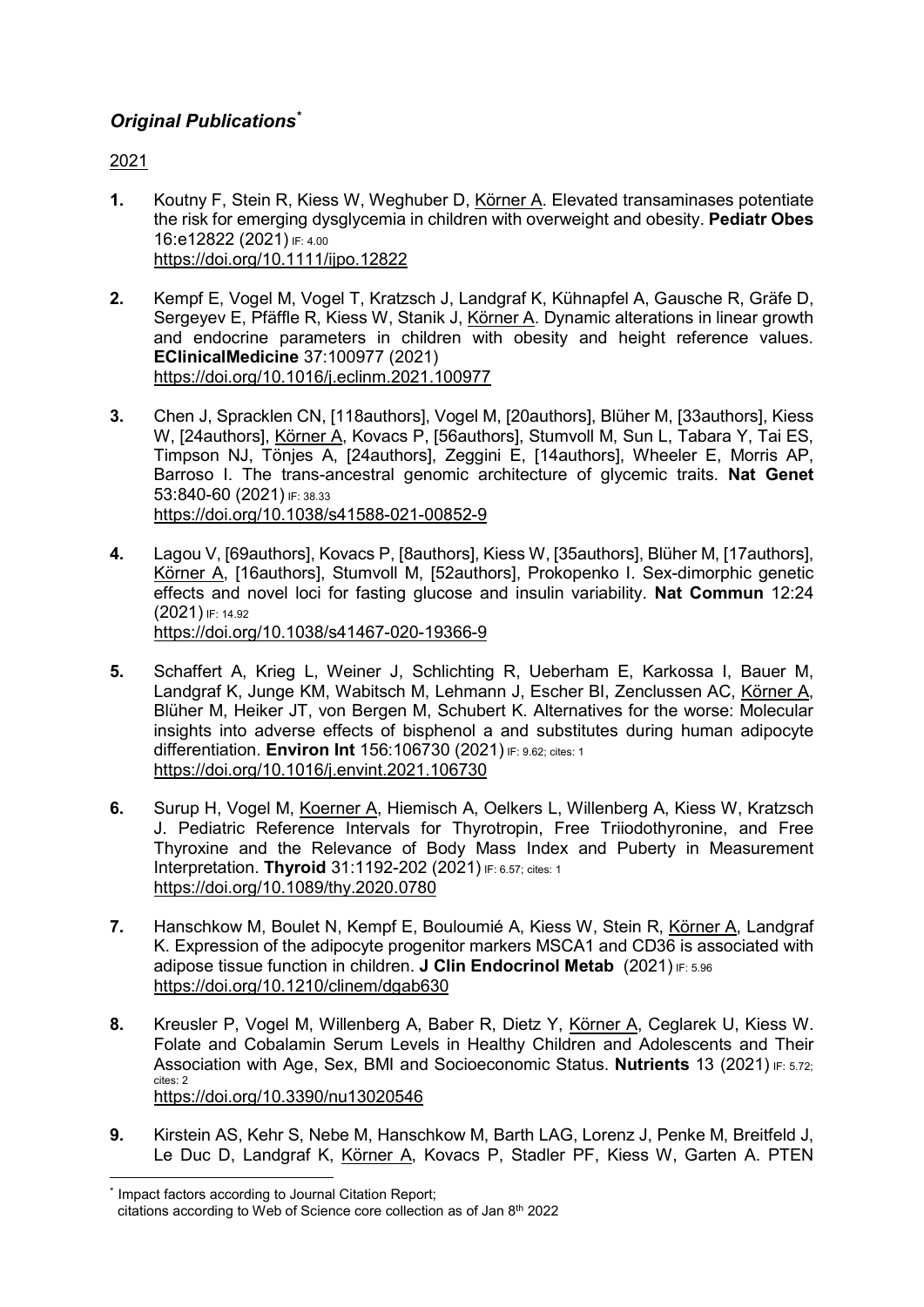## *Original Publications*[*]

2021

**1.** Koutny F, Stein R, Kiess W, Weghuber D, Körner A. Elevated transaminases potentiate the risk for emerging dysglycemia in children with overweight and obesity. **Pediatr Obes** 16:e12822 (2021) IF: 4.00
https://doi.org/10.1111/ijpo.12822

**2.** Kempf E, Vogel M, Vogel T, Kratzsch J, Landgraf K, Kühnapfel A, Gausche R, Gräfe D, Sergeyev E, Pfäffle R, Kiess W, Stanik J, Körner A. Dynamic alterations in linear growth and endocrine parameters in children with obesity and height reference values. **EClinicalMedicine** 37:100977 (2021)
https://doi.org/10.1016/j.eclinm.2021.100977

**3.** Chen J, Spracklen CN, [118authors], Vogel M, [20authors], Blüher M, [33authors], Kiess W, [24authors], Körner A, Kovacs P, [56authors], Stumvoll M, Sun L, Tabara Y, Tai ES, Timpson NJ, Tönjes A, [24authors], Zeggini E, [14authors], Wheeler E, Morris AP, Barroso I. The trans-ancestral genomic architecture of glycemic traits. **Nat Genet** 53:840-60 (2021) IF: 38.33
https://doi.org/10.1038/s41588-021-00852-9

**4.** Lagou V, [69authors], Kovacs P, [8authors], Kiess W, [35authors], Blüher M, [17authors], Körner A, [16authors], Stumvoll M, [52authors], Prokopenko I. Sex-dimorphic genetic effects and novel loci for fasting glucose and insulin variability. **Nat Commun** 12:24 (2021) IF: 14.92
https://doi.org/10.1038/s41467-020-19366-9

**5.** Schaffert A, Krieg L, Weiner J, Schlichting R, Ueberham E, Karkossa I, Bauer M, Landgraf K, Junge KM, Wabitsch M, Lehmann J, Escher BI, Zenclussen AC, Körner A, Blüher M, Heiker JT, von Bergen M, Schubert K. Alternatives for the worse: Molecular insights into adverse effects of bisphenol a and substitutes during human adipocyte differentiation. **Environ Int** 156:106730 (2021) IF: 9.62; cites: 1
https://doi.org/10.1016/j.envint.2021.106730

**6.** Surup H, Vogel M, Koerner A, Hiemisch A, Oelkers L, Willenberg A, Kiess W, Kratzsch J. Pediatric Reference Intervals for Thyrotropin, Free Triiodothyronine, and Free Thyroxine and the Relevance of Body Mass Index and Puberty in Measurement Interpretation. **Thyroid** 31:1192-202 (2021) IF: 6.57; cites: 1
https://doi.org/10.1089/thy.2020.0780

**7.** Hanschkow M, Boulet N, Kempf E, Bouloumié A, Kiess W, Stein R, Körner A, Landgraf K. Expression of the adipocyte progenitor markers MSCA1 and CD36 is associated with adipose tissue function in children. **J Clin Endocrinol Metab** (2021) IF: 5.96
https://doi.org/10.1210/clinem/dgab630

**8.** Kreusler P, Vogel M, Willenberg A, Baber R, Dietz Y, Körner A, Ceglarek U, Kiess W. Folate and Cobalamin Serum Levels in Healthy Children and Adolescents and Their Association with Age, Sex, BMI and Socioeconomic Status. **Nutrients** 13 (2021) IF: 5.72; cites: 2
https://doi.org/10.3390/nu13020546

**9.** Kirstein AS, Kehr S, Nebe M, Hanschkow M, Barth LAG, Lorenz J, Penke M, Breitfeld J, Le Duc D, Landgraf K, Körner A, Kovacs P, Stadler PF, Kiess W, Garten A. PTEN

[*] Impact factors according to Journal Citation Report; citations according to Web of Science core collection as of Jan 8th 2022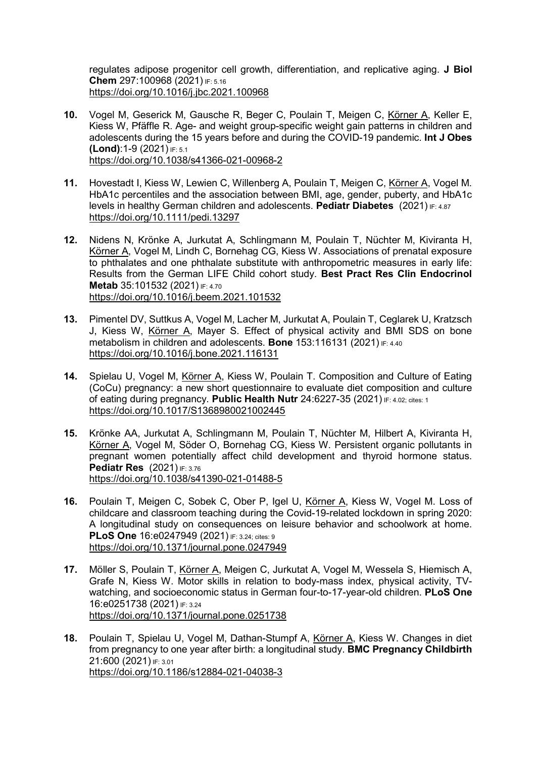regulates adipose progenitor cell growth, differentiation, and replicative aging. **J Biol Chem** 297:100968 (2021) IF: 5.16
https://doi.org/10.1016/j.jbc.2021.100968

10. Vogel M, Geserick M, Gausche R, Beger C, Poulain T, Meigen C, Körner A, Keller E, Kiess W, Pfäffle R. Age- and weight group-specific weight gain patterns in children and adolescents during the 15 years before and during the COVID-19 pandemic. **Int J Obes (Lond)**:1-9 (2021) IF: 5.1
https://doi.org/10.1038/s41366-021-00968-2

11. Hovestadt I, Kiess W, Lewien C, Willenberg A, Poulain T, Meigen C, Körner A, Vogel M. HbA1c percentiles and the association between BMI, age, gender, puberty, and HbA1c levels in healthy German children and adolescents. **Pediatr Diabetes** (2021) IF: 4.87
https://doi.org/10.1111/pedi.13297

12. Nidens N, Krönke A, Jurkutat A, Schlingmann M, Poulain T, Nüchter M, Kiviranta H, Körner A, Vogel M, Lindh C, Bornehag CG, Kiess W. Associations of prenatal exposure to phthalates and one phthalate substitute with anthropometric measures in early life: Results from the German LIFE Child cohort study. **Best Pract Res Clin Endocrinol Metab** 35:101532 (2021) IF: 4.70
https://doi.org/10.1016/j.beem.2021.101532

13. Pimentel DV, Suttkus A, Vogel M, Lacher M, Jurkutat A, Poulain T, Ceglarek U, Kratzsch J, Kiess W, Körner A, Mayer S. Effect of physical activity and BMI SDS on bone metabolism in children and adolescents. **Bone** 153:116131 (2021) IF: 4.40
https://doi.org/10.1016/j.bone.2021.116131

14. Spielau U, Vogel M, Körner A, Kiess W, Poulain T. Composition and Culture of Eating (CoCu) pregnancy: a new short questionnaire to evaluate diet composition and culture of eating during pregnancy. **Public Health Nutr** 24:6227-35 (2021) IF: 4.02; cites: 1
https://doi.org/10.1017/S1368980021002445

15. Krönke AA, Jurkutat A, Schlingmann M, Poulain T, Nüchter M, Hilbert A, Kiviranta H, Körner A, Vogel M, Söder O, Bornehag CG, Kiess W. Persistent organic pollutants in pregnant women potentially affect child development and thyroid hormone status. **Pediatr Res** (2021) IF: 3.76
https://doi.org/10.1038/s41390-021-01488-5

16. Poulain T, Meigen C, Sobek C, Ober P, Igel U, Körner A, Kiess W, Vogel M. Loss of childcare and classroom teaching during the Covid-19-related lockdown in spring 2020: A longitudinal study on consequences on leisure behavior and schoolwork at home. **PLoS One** 16:e0247949 (2021) IF: 3.24; cites: 9
https://doi.org/10.1371/journal.pone.0247949

17. Möller S, Poulain T, Körner A, Meigen C, Jurkutat A, Vogel M, Wessela S, Hiemisch A, Grafe N, Kiess W. Motor skills in relation to body-mass index, physical activity, TV-watching, and socioeconomic status in German four-to-17-year-old children. **PLoS One** 16:e0251738 (2021) IF: 3.24
https://doi.org/10.1371/journal.pone.0251738

18. Poulain T, Spielau U, Vogel M, Dathan-Stumpf A, Körner A, Kiess W. Changes in diet from pregnancy to one year after birth: a longitudinal study. **BMC Pregnancy Childbirth** 21:600 (2021) IF: 3.01
https://doi.org/10.1186/s12884-021-04038-3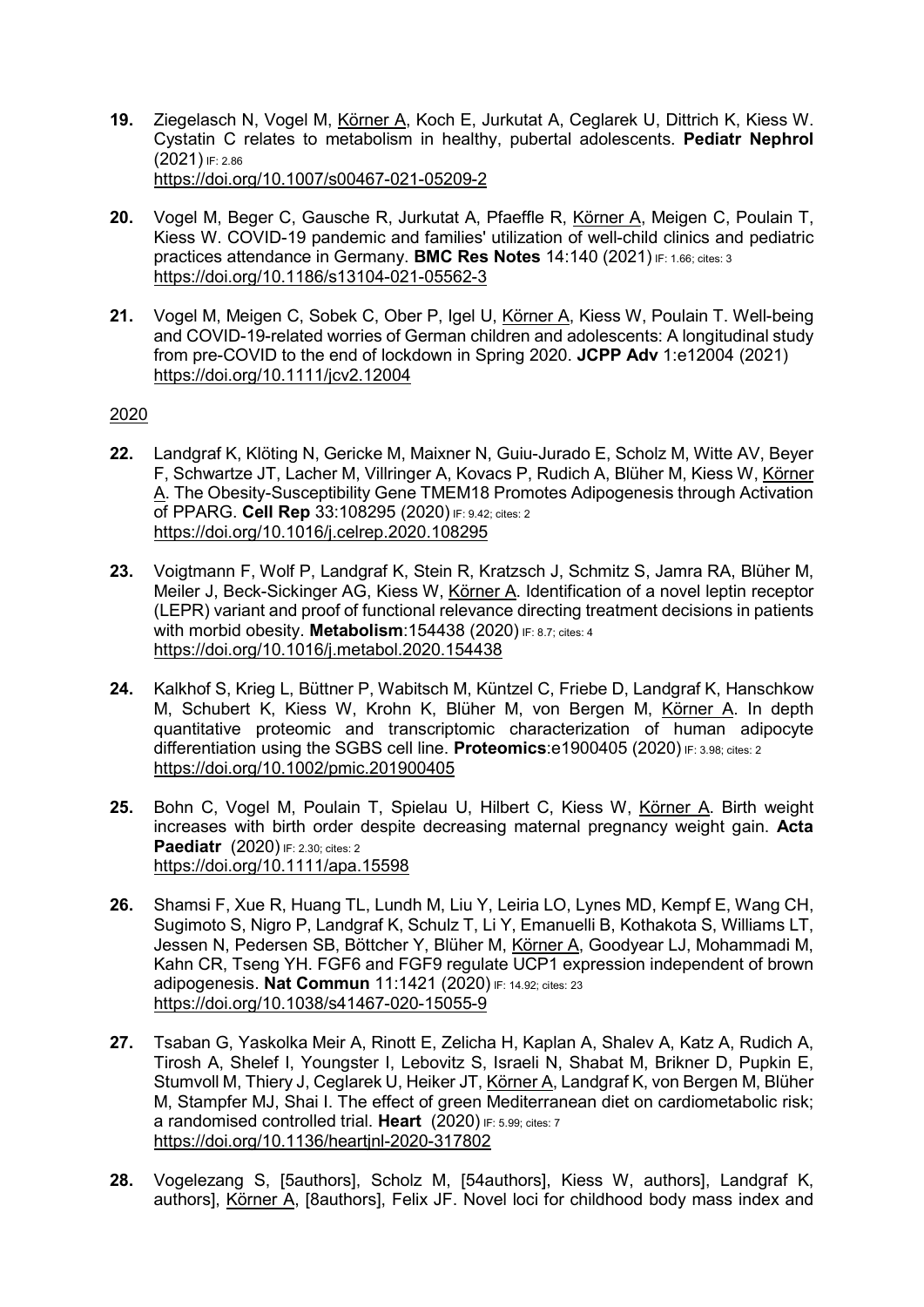**19.** Ziegelasch N, Vogel M, Körner A, Koch E, Jurkutat A, Ceglarek U, Dittrich K, Kiess W. Cystatin C relates to metabolism in healthy, pubertal adolescents. **Pediatr Nephrol** (2021) IF: 2.86
https://doi.org/10.1007/s00467-021-05209-2

**20.** Vogel M, Beger C, Gausche R, Jurkutat A, Pfaeffle R, Körner A, Meigen C, Poulain T, Kiess W. COVID-19 pandemic and families' utilization of well-child clinics and pediatric practices attendance in Germany. **BMC Res Notes** 14:140 (2021) IF: 1.66; cites: 3
https://doi.org/10.1186/s13104-021-05562-3

**21.** Vogel M, Meigen C, Sobek C, Ober P, Igel U, Körner A, Kiess W, Poulain T. Well-being and COVID-19-related worries of German children and adolescents: A longitudinal study from pre-COVID to the end of lockdown in Spring 2020. **JCPP Adv** 1:e12004 (2021)
https://doi.org/10.1111/jcv2.12004

2020

**22.** Landgraf K, Klöting N, Gericke M, Maixner N, Guiu-Jurado E, Scholz M, Witte AV, Beyer F, Schwartze JT, Lacher M, Villringer A, Kovacs P, Rudich A, Blüher M, Kiess W, Körner A. The Obesity-Susceptibility Gene TMEM18 Promotes Adipogenesis through Activation of PPARG. **Cell Rep** 33:108295 (2020) IF: 9.42; cites: 2
https://doi.org/10.1016/j.celrep.2020.108295

**23.** Voigtmann F, Wolf P, Landgraf K, Stein R, Kratzsch J, Schmitz S, Jamra RA, Blüher M, Meiler J, Beck-Sickinger AG, Kiess W, Körner A. Identification of a novel leptin receptor (LEPR) variant and proof of functional relevance directing treatment decisions in patients with morbid obesity. **Metabolism**:154438 (2020) IF: 8.7; cites: 4
https://doi.org/10.1016/j.metabol.2020.154438

**24.** Kalkhof S, Krieg L, Büttner P, Wabitsch M, Küntzel C, Friebe D, Landgraf K, Hanschkow M, Schubert K, Kiess W, Krohn K, Blüher M, von Bergen M, Körner A. In depth quantitative proteomic and transcriptomic characterization of human adipocyte differentiation using the SGBS cell line. **Proteomics**:e1900405 (2020) IF: 3.98; cites: 2
https://doi.org/10.1002/pmic.201900405

**25.** Bohn C, Vogel M, Poulain T, Spielau U, Hilbert C, Kiess W, Körner A. Birth weight increases with birth order despite decreasing maternal pregnancy weight gain. **Acta Paediatr** (2020) IF: 2.30; cites: 2
https://doi.org/10.1111/apa.15598

**26.** Shamsi F, Xue R, Huang TL, Lundh M, Liu Y, Leiria LO, Lynes MD, Kempf E, Wang CH, Sugimoto S, Nigro P, Landgraf K, Schulz T, Li Y, Emanuelli B, Kothakota S, Williams LT, Jessen N, Pedersen SB, Böttcher Y, Blüher M, Körner A, Goodyear LJ, Mohammadi M, Kahn CR, Tseng YH. FGF6 and FGF9 regulate UCP1 expression independent of brown adipogenesis. **Nat Commun** 11:1421 (2020) IF: 14.92; cites: 23
https://doi.org/10.1038/s41467-020-15055-9

**27.** Tsaban G, Yaskolka Meir A, Rinott E, Zelicha H, Kaplan A, Shalev A, Katz A, Rudich A, Tirosh A, Shelef I, Youngster I, Lebovitz S, Israeli N, Shabat M, Brikner D, Pupkin E, Stumvoll M, Thiery J, Ceglarek U, Heiker JT, Körner A, Landgraf K, von Bergen M, Blüher M, Stampfer MJ, Shai I. The effect of green Mediterranean diet on cardiometabolic risk; a randomised controlled trial. **Heart** (2020) IF: 5.99; cites: 7
https://doi.org/10.1136/heartjnl-2020-317802

**28.** Vogelezang S, [5authors], Scholz M, [54authors], Kiess W, authors], Landgraf K, authors], Körner A, [8authors], Felix JF. Novel loci for childhood body mass index and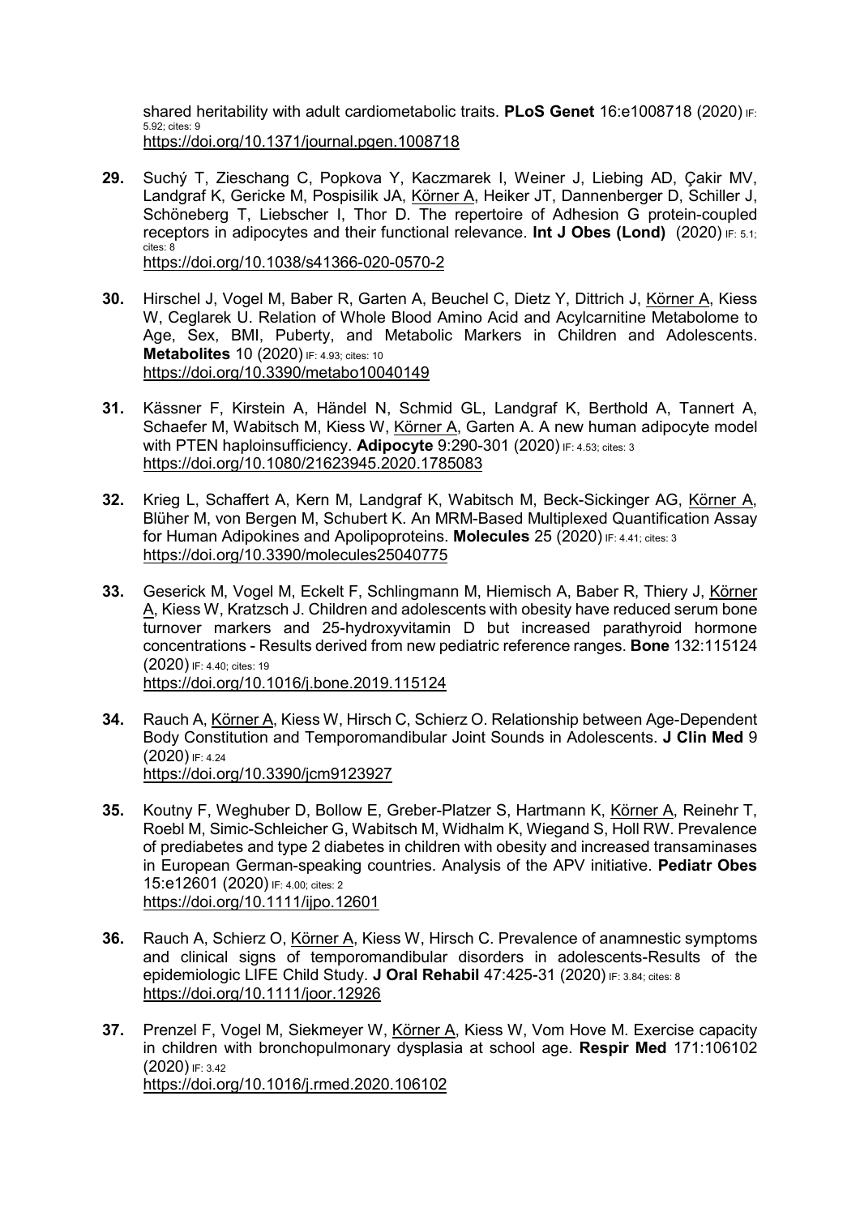shared heritability with adult cardiometabolic traits. **PLoS Genet** 16:e1008718 (2020) IF: 5.92; cites: 9
https://doi.org/10.1371/journal.pgen.1008718

**29.** Suchý T, Zieschang C, Popkova Y, Kaczmarek I, Weiner J, Liebing AD, Çakir MV, Landgraf K, Gericke M, Pospisilik JA, Körner A, Heiker JT, Dannenberger D, Schiller J, Schöneberg T, Liebscher I, Thor D. The repertoire of Adhesion G protein-coupled receptors in adipocytes and their functional relevance. **Int J Obes (Lond)** (2020) IF: 5.1; cites: 8
https://doi.org/10.1038/s41366-020-0570-2

**30.** Hirschel J, Vogel M, Baber R, Garten A, Beuchel C, Dietz Y, Dittrich J, Körner A, Kiess W, Ceglarek U. Relation of Whole Blood Amino Acid and Acylcarnitine Metabolome to Age, Sex, BMI, Puberty, and Metabolic Markers in Children and Adolescents. **Metabolites** 10 (2020) IF: 4.93; cites: 10
https://doi.org/10.3390/metabo10040149

**31.** Kässner F, Kirstein A, Händel N, Schmid GL, Landgraf K, Berthold A, Tannert A, Schaefer M, Wabitsch M, Kiess W, Körner A, Garten A. A new human adipocyte model with PTEN haploinsufficiency. **Adipocyte** 9:290-301 (2020) IF: 4.53; cites: 3
https://doi.org/10.1080/21623945.2020.1785083

**32.** Krieg L, Schaffert A, Kern M, Landgraf K, Wabitsch M, Beck-Sickinger AG, Körner A, Blüher M, von Bergen M, Schubert K. An MRM-Based Multiplexed Quantification Assay for Human Adipokines and Apolipoproteins. **Molecules** 25 (2020) IF: 4.41; cites: 3
https://doi.org/10.3390/molecules25040775

**33.** Geserick M, Vogel M, Eckelt F, Schlingmann M, Hiemisch A, Baber R, Thiery J, Körner A, Kiess W, Kratzsch J. Children and adolescents with obesity have reduced serum bone turnover markers and 25-hydroxyvitamin D but increased parathyroid hormone concentrations - Results derived from new pediatric reference ranges. **Bone** 132:115124 (2020) IF: 4.40; cites: 19
https://doi.org/10.1016/j.bone.2019.115124

**34.** Rauch A, Körner A, Kiess W, Hirsch C, Schierz O. Relationship between Age-Dependent Body Constitution and Temporomandibular Joint Sounds in Adolescents. **J Clin Med** 9 (2020) IF: 4.24
https://doi.org/10.3390/jcm9123927

**35.** Koutny F, Weghuber D, Bollow E, Greber-Platzer S, Hartmann K, Körner A, Reinehr T, Roebl M, Simic-Schleicher G, Wabitsch M, Widhalm K, Wiegand S, Holl RW. Prevalence of prediabetes and type 2 diabetes in children with obesity and increased transaminases in European German-speaking countries. Analysis of the APV initiative. **Pediatr Obes** 15:e12601 (2020) IF: 4.00; cites: 2
https://doi.org/10.1111/ijpo.12601

**36.** Rauch A, Schierz O, Körner A, Kiess W, Hirsch C. Prevalence of anamnestic symptoms and clinical signs of temporomandibular disorders in adolescents-Results of the epidemiologic LIFE Child Study. **J Oral Rehabil** 47:425-31 (2020) IF: 3.84; cites: 8
https://doi.org/10.1111/joor.12926

**37.** Prenzel F, Vogel M, Siekmeyer W, Körner A, Kiess W, Vom Hove M. Exercise capacity in children with bronchopulmonary dysplasia at school age. **Respir Med** 171:106102 (2020) IF: 3.42
https://doi.org/10.1016/j.rmed.2020.106102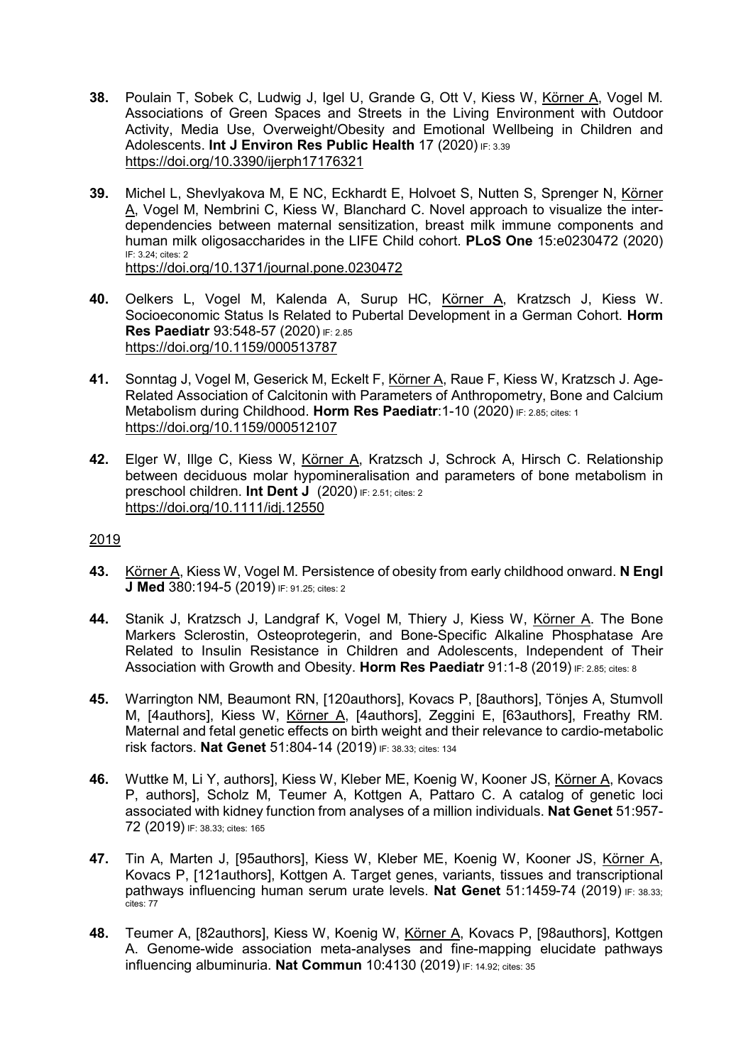**38.** Poulain T, Sobek C, Ludwig J, Igel U, Grande G, Ott V, Kiess W, Körner A, Vogel M. Associations of Green Spaces and Streets in the Living Environment with Outdoor Activity, Media Use, Overweight/Obesity and Emotional Wellbeing in Children and Adolescents. **Int J Environ Res Public Health** 17 (2020) IF: 3.39
https://doi.org/10.3390/ijerph17176321

**39.** Michel L, Shevlyakova M, E NC, Eckhardt E, Holvoet S, Nutten S, Sprenger N, Körner A, Vogel M, Nembrini C, Kiess W, Blanchard C. Novel approach to visualize the inter-dependencies between maternal sensitization, breast milk immune components and human milk oligosaccharides in the LIFE Child cohort. **PLoS One** 15:e0230472 (2020) IF: 3.24; cites: 2
https://doi.org/10.1371/journal.pone.0230472

**40.** Oelkers L, Vogel M, Kalenda A, Surup HC, Körner A, Kratzsch J, Kiess W. Socioeconomic Status Is Related to Pubertal Development in a German Cohort. **Horm Res Paediatr** 93:548-57 (2020) IF: 2.85
https://doi.org/10.1159/000513787

**41.** Sonntag J, Vogel M, Geserick M, Eckelt F, Körner A, Raue F, Kiess W, Kratzsch J. Age-Related Association of Calcitonin with Parameters of Anthropometry, Bone and Calcium Metabolism during Childhood. **Horm Res Paediatr**:1-10 (2020) IF: 2.85; cites: 1
https://doi.org/10.1159/000512107

**42.** Elger W, Illge C, Kiess W, Körner A, Kratzsch J, Schrock A, Hirsch C. Relationship between deciduous molar hypomineralisation and parameters of bone metabolism in preschool children. **Int Dent J** (2020) IF: 2.51; cites: 2
https://doi.org/10.1111/idj.12550

2019

**43.** Körner A, Kiess W, Vogel M. Persistence of obesity from early childhood onward. **N Engl J Med** 380:194-5 (2019) IF: 91.25; cites: 2

**44.** Stanik J, Kratzsch J, Landgraf K, Vogel M, Thiery J, Kiess W, Körner A. The Bone Markers Sclerostin, Osteoprotegerin, and Bone-Specific Alkaline Phosphatase Are Related to Insulin Resistance in Children and Adolescents, Independent of Their Association with Growth and Obesity. **Horm Res Paediatr** 91:1-8 (2019) IF: 2.85; cites: 8

**45.** Warrington NM, Beaumont RN, [120authors], Kovacs P, [8authors], Tönjes A, Stumvoll M, [4authors], Kiess W, Körner A, [4authors], Zeggini E, [63authors], Freathy RM. Maternal and fetal genetic effects on birth weight and their relevance to cardio-metabolic risk factors. **Nat Genet** 51:804-14 (2019) IF: 38.33; cites: 134

**46.** Wuttke M, Li Y, authors], Kiess W, Kleber ME, Koenig W, Kooner JS, Körner A, Kovacs P, authors], Scholz M, Teumer A, Kottgen A, Pattaro C. A catalog of genetic loci associated with kidney function from analyses of a million individuals. **Nat Genet** 51:957-72 (2019) IF: 38.33; cites: 165

**47.** Tin A, Marten J, [95authors], Kiess W, Kleber ME, Koenig W, Kooner JS, Körner A, Kovacs P, [121authors], Kottgen A. Target genes, variants, tissues and transcriptional pathways influencing human serum urate levels. **Nat Genet** 51:1459-74 (2019) IF: 38.33; cites: 77

**48.** Teumer A, [82authors], Kiess W, Koenig W, Körner A, Kovacs P, [98authors], Kottgen A. Genome-wide association meta-analyses and fine-mapping elucidate pathways influencing albuminuria. **Nat Commun** 10:4130 (2019) IF: 14.92; cites: 35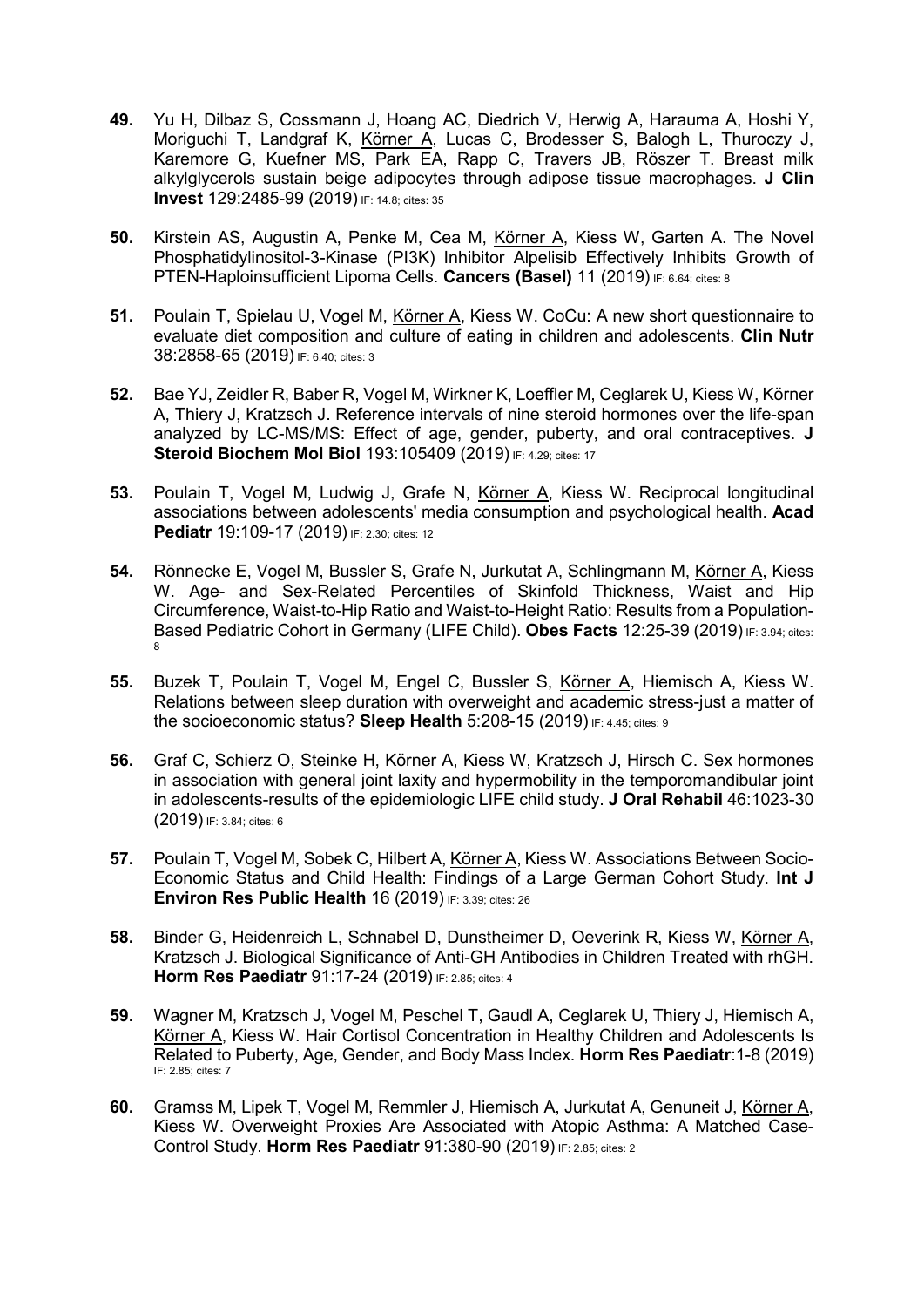**49.** Yu H, Dilbaz S, Cossmann J, Hoang AC, Diedrich V, Herwig A, Harauma A, Hoshi Y, Moriguchi T, Landgraf K, Körner A, Lucas C, Brodesser S, Balogh L, Thuroczy J, Karemore G, Kuefner MS, Park EA, Rapp C, Travers JB, Röszer T. Breast milk alkylglycerols sustain beige adipocytes through adipose tissue macrophages. **J Clin Invest** 129:2485-99 (2019) IF: 14.8; cites: 35

**50.** Kirstein AS, Augustin A, Penke M, Cea M, Körner A, Kiess W, Garten A. The Novel Phosphatidylinositol-3-Kinase (PI3K) Inhibitor Alpelisib Effectively Inhibits Growth of PTEN-Haploinsufficient Lipoma Cells. **Cancers (Basel)** 11 (2019) IF: 6.64; cites: 8

**51.** Poulain T, Spielau U, Vogel M, Körner A, Kiess W. CoCu: A new short questionnaire to evaluate diet composition and culture of eating in children and adolescents. **Clin Nutr** 38:2858-65 (2019) IF: 6.40; cites: 3

**52.** Bae YJ, Zeidler R, Baber R, Vogel M, Wirkner K, Loeffler M, Ceglarek U, Kiess W, Körner A, Thiery J, Kratzsch J. Reference intervals of nine steroid hormones over the life-span analyzed by LC-MS/MS: Effect of age, gender, puberty, and oral contraceptives. **J Steroid Biochem Mol Biol** 193:105409 (2019) IF: 4.29; cites: 17

**53.** Poulain T, Vogel M, Ludwig J, Grafe N, Körner A, Kiess W. Reciprocal longitudinal associations between adolescents' media consumption and psychological health. **Acad Pediatr** 19:109-17 (2019) IF: 2.30; cites: 12

**54.** Rönnecke E, Vogel M, Bussler S, Grafe N, Jurkutat A, Schlingmann M, Körner A, Kiess W. Age- and Sex-Related Percentiles of Skinfold Thickness, Waist and Hip Circumference, Waist-to-Hip Ratio and Waist-to-Height Ratio: Results from a Population-Based Pediatric Cohort in Germany (LIFE Child). **Obes Facts** 12:25-39 (2019) IF: 3.94; cites: 8

**55.** Buzek T, Poulain T, Vogel M, Engel C, Bussler S, Körner A, Hiemisch A, Kiess W. Relations between sleep duration with overweight and academic stress-just a matter of the socioeconomic status? **Sleep Health** 5:208-15 (2019) IF: 4.45; cites: 9

**56.** Graf C, Schierz O, Steinke H, Körner A, Kiess W, Kratzsch J, Hirsch C. Sex hormones in association with general joint laxity and hypermobility in the temporomandibular joint in adolescents-results of the epidemiologic LIFE child study. **J Oral Rehabil** 46:1023-30 (2019) IF: 3.84; cites: 6

**57.** Poulain T, Vogel M, Sobek C, Hilbert A, Körner A, Kiess W. Associations Between Socio-Economic Status and Child Health: Findings of a Large German Cohort Study. **Int J Environ Res Public Health** 16 (2019) IF: 3.39; cites: 26

**58.** Binder G, Heidenreich L, Schnabel D, Dunstheimer D, Oeverink R, Kiess W, Körner A, Kratzsch J. Biological Significance of Anti-GH Antibodies in Children Treated with rhGH. **Horm Res Paediatr** 91:17-24 (2019) IF: 2.85; cites: 4

**59.** Wagner M, Kratzsch J, Vogel M, Peschel T, Gaudl A, Ceglarek U, Thiery J, Hiemisch A, Körner A, Kiess W. Hair Cortisol Concentration in Healthy Children and Adolescents Is Related to Puberty, Age, Gender, and Body Mass Index. **Horm Res Paediatr**:1-8 (2019) IF: 2.85; cites: 7

**60.** Gramss M, Lipek T, Vogel M, Remmler J, Hiemisch A, Jurkutat A, Genuneit J, Körner A, Kiess W. Overweight Proxies Are Associated with Atopic Asthma: A Matched Case-Control Study. **Horm Res Paediatr** 91:380-90 (2019) IF: 2.85; cites: 2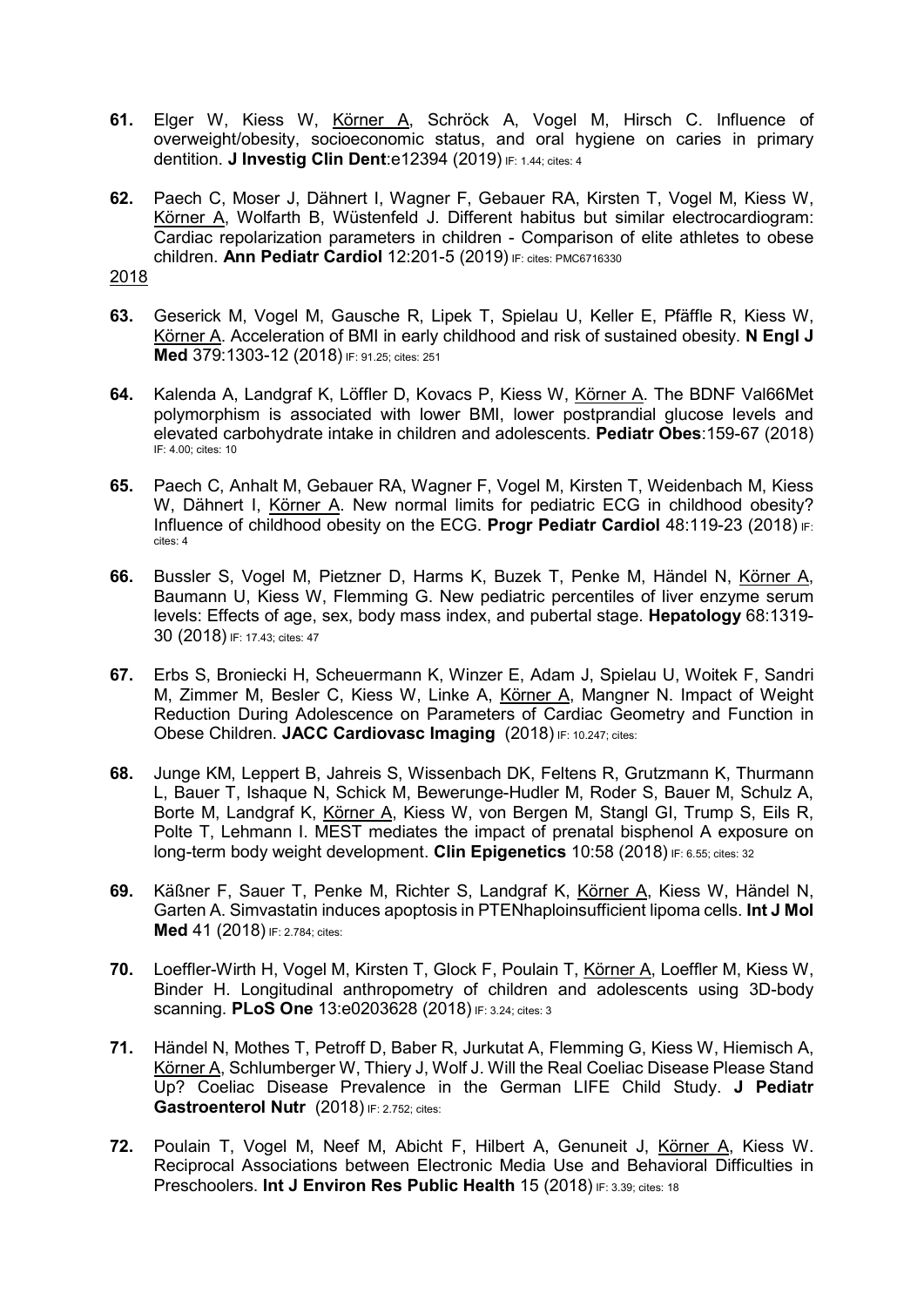**61.** Elger W, Kiess W, Körner A, Schröck A, Vogel M, Hirsch C. Influence of overweight/obesity, socioeconomic status, and oral hygiene on caries in primary dentition. **J Investig Clin Dent**:e12394 (2019) IF: 1.44; cites: 4

**62.** Paech C, Moser J, Dähnert I, Wagner F, Gebauer RA, Kirsten T, Vogel M, Kiess W, Körner A, Wolfarth B, Wüstenfeld J. Different habitus but similar electrocardiogram: Cardiac repolarization parameters in children - Comparison of elite athletes to obese children. **Ann Pediatr Cardiol** 12:201-5 (2019) IF: cites: PMC6716330

2018

**63.** Geserick M, Vogel M, Gausche R, Lipek T, Spielau U, Keller E, Pfäffle R, Kiess W, Körner A. Acceleration of BMI in early childhood and risk of sustained obesity. **N Engl J Med** 379:1303-12 (2018) IF: 91.25; cites: 251

**64.** Kalenda A, Landgraf K, Löffler D, Kovacs P, Kiess W, Körner A. The BDNF Val66Met polymorphism is associated with lower BMI, lower postprandial glucose levels and elevated carbohydrate intake in children and adolescents. **Pediatr Obes**:159-67 (2018) IF: 4.00; cites: 10

**65.** Paech C, Anhalt M, Gebauer RA, Wagner F, Vogel M, Kirsten T, Weidenbach M, Kiess W, Dähnert I, Körner A. New normal limits for pediatric ECG in childhood obesity? Influence of childhood obesity on the ECG. **Progr Pediatr Cardiol** 48:119-23 (2018) IF: cites: 4

**66.** Bussler S, Vogel M, Pietzner D, Harms K, Buzek T, Penke M, Händel N, Körner A, Baumann U, Kiess W, Flemming G. New pediatric percentiles of liver enzyme serum levels: Effects of age, sex, body mass index, and pubertal stage. **Hepatology** 68:1319-30 (2018) IF: 17.43; cites: 47

**67.** Erbs S, Broniecki H, Scheuermann K, Winzer E, Adam J, Spielau U, Woitek F, Sandri M, Zimmer M, Besler C, Kiess W, Linke A, Körner A, Mangner N. Impact of Weight Reduction During Adolescence on Parameters of Cardiac Geometry and Function in Obese Children. **JACC Cardiovasc Imaging** (2018) IF: 10.247; cites:

**68.** Junge KM, Leppert B, Jahreis S, Wissenbach DK, Feltens R, Grutzmann K, Thurmann L, Bauer T, Ishaque N, Schick M, Bewerunge-Hudler M, Roder S, Bauer M, Schulz A, Borte M, Landgraf K, Körner A, Kiess W, von Bergen M, Stangl GI, Trump S, Eils R, Polte T, Lehmann I. MEST mediates the impact of prenatal bisphenol A exposure on long-term body weight development. **Clin Epigenetics** 10:58 (2018) IF: 6.55; cites: 32

**69.** Käßner F, Sauer T, Penke M, Richter S, Landgraf K, Körner A, Kiess W, Händel N, Garten A. Simvastatin induces apoptosis in PTENhaploinsufficient lipoma cells. **Int J Mol Med** 41 (2018) IF: 2.784; cites:

**70.** Loeffler-Wirth H, Vogel M, Kirsten T, Glock F, Poulain T, Körner A, Loeffler M, Kiess W, Binder H. Longitudinal anthropometry of children and adolescents using 3D-body scanning. **PLoS One** 13:e0203628 (2018) IF: 3.24; cites: 3

**71.** Händel N, Mothes T, Petroff D, Baber R, Jurkutat A, Flemming G, Kiess W, Hiemisch A, Körner A, Schlumberger W, Thiery J, Wolf J. Will the Real Coeliac Disease Please Stand Up? Coeliac Disease Prevalence in the German LIFE Child Study. **J Pediatr Gastroenterol Nutr** (2018) IF: 2.752; cites:

**72.** Poulain T, Vogel M, Neef M, Abicht F, Hilbert A, Genuneit J, Körner A, Kiess W. Reciprocal Associations between Electronic Media Use and Behavioral Difficulties in Preschoolers. **Int J Environ Res Public Health** 15 (2018) IF: 3.39; cites: 18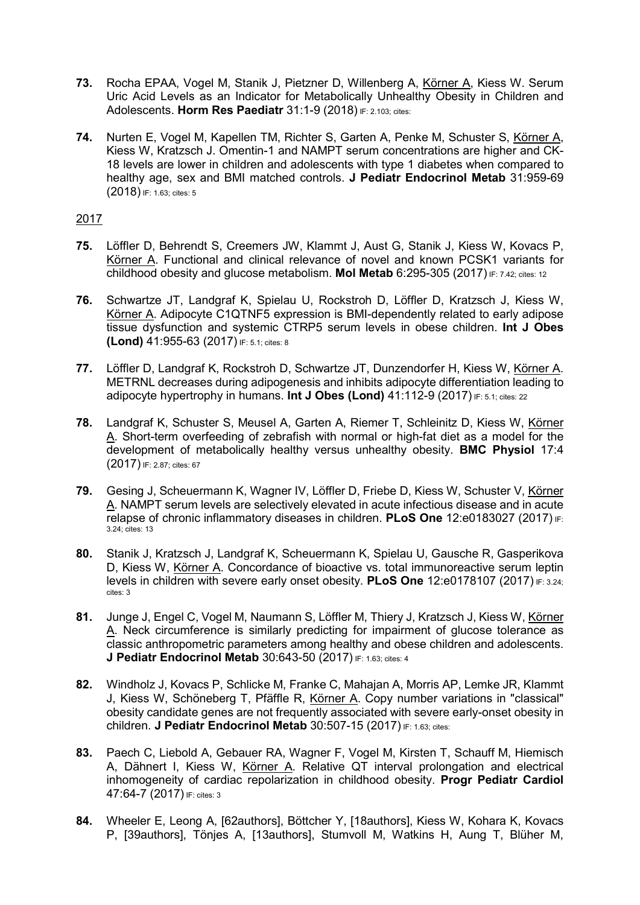**73.** Rocha EPAA, Vogel M, Stanik J, Pietzner D, Willenberg A, Körner A, Kiess W. Serum Uric Acid Levels as an Indicator for Metabolically Unhealthy Obesity in Children and Adolescents. **Horm Res Paediatr** 31:1-9 (2018) IF: 2.103; cites:

**74.** Nurten E, Vogel M, Kapellen TM, Richter S, Garten A, Penke M, Schuster S, Körner A, Kiess W, Kratzsch J. Omentin-1 and NAMPT serum concentrations are higher and CK-18 levels are lower in children and adolescents with type 1 diabetes when compared to healthy age, sex and BMI matched controls. **J Pediatr Endocrinol Metab** 31:959-69 (2018) IF: 1.63; cites: 5

2017

**75.** Löffler D, Behrendt S, Creemers JW, Klammt J, Aust G, Stanik J, Kiess W, Kovacs P, Körner A. Functional and clinical relevance of novel and known PCSK1 variants for childhood obesity and glucose metabolism. **Mol Metab** 6:295-305 (2017) IF: 7.42; cites: 12

**76.** Schwartze JT, Landgraf K, Spielau U, Rockstroh D, Löffler D, Kratzsch J, Kiess W, Körner A. Adipocyte C1QTNF5 expression is BMI-dependently related to early adipose tissue dysfunction and systemic CTRP5 serum levels in obese children. **Int J Obes (Lond)** 41:955-63 (2017) IF: 5.1; cites: 8

**77.** Löffler D, Landgraf K, Rockstroh D, Schwartze JT, Dunzendorfer H, Kiess W, Körner A. METRNL decreases during adipogenesis and inhibits adipocyte differentiation leading to adipocyte hypertrophy in humans. **Int J Obes (Lond)** 41:112-9 (2017) IF: 5.1; cites: 22

**78.** Landgraf K, Schuster S, Meusel A, Garten A, Riemer T, Schleinitz D, Kiess W, Körner A. Short-term overfeeding of zebrafish with normal or high-fat diet as a model for the development of metabolically healthy versus unhealthy obesity. **BMC Physiol** 17:4 (2017) IF: 2.87; cites: 67

**79.** Gesing J, Scheuermann K, Wagner IV, Löffler D, Friebe D, Kiess W, Schuster V, Körner A. NAMPT serum levels are selectively elevated in acute infectious disease and in acute relapse of chronic inflammatory diseases in children. **PLoS One** 12:e0183027 (2017) IF: 3.24; cites: 13

**80.** Stanik J, Kratzsch J, Landgraf K, Scheuermann K, Spielau U, Gausche R, Gasperikova D, Kiess W, Körner A. Concordance of bioactive vs. total immunoreactive serum leptin levels in children with severe early onset obesity. **PLoS One** 12:e0178107 (2017) IF: 3.24; cites: 3

**81.** Junge J, Engel C, Vogel M, Naumann S, Löffler M, Thiery J, Kratzsch J, Kiess W, Körner A. Neck circumference is similarly predicting for impairment of glucose tolerance as classic anthropometric parameters among healthy and obese children and adolescents. **J Pediatr Endocrinol Metab** 30:643-50 (2017) IF: 1.63; cites: 4

**82.** Windholz J, Kovacs P, Schlicke M, Franke C, Mahajan A, Morris AP, Lemke JR, Klammt J, Kiess W, Schöneberg T, Pfäffle R, Körner A. Copy number variations in "classical" obesity candidate genes are not frequently associated with severe early-onset obesity in children. **J Pediatr Endocrinol Metab** 30:507-15 (2017) IF: 1.63; cites:

**83.** Paech C, Liebold A, Gebauer RA, Wagner F, Vogel M, Kirsten T, Schauff M, Hiemisch A, Dähnert I, Kiess W, Körner A. Relative QT interval prolongation and electrical inhomogeneity of cardiac repolarization in childhood obesity. **Progr Pediatr Cardiol** 47:64-7 (2017) IF: cites: 3

**84.** Wheeler E, Leong A, [62authors], Böttcher Y, [18authors], Kiess W, Kohara K, Kovacs P, [39authors], Tönjes A, [13authors], Stumvoll M, Watkins H, Aung T, Blüher M,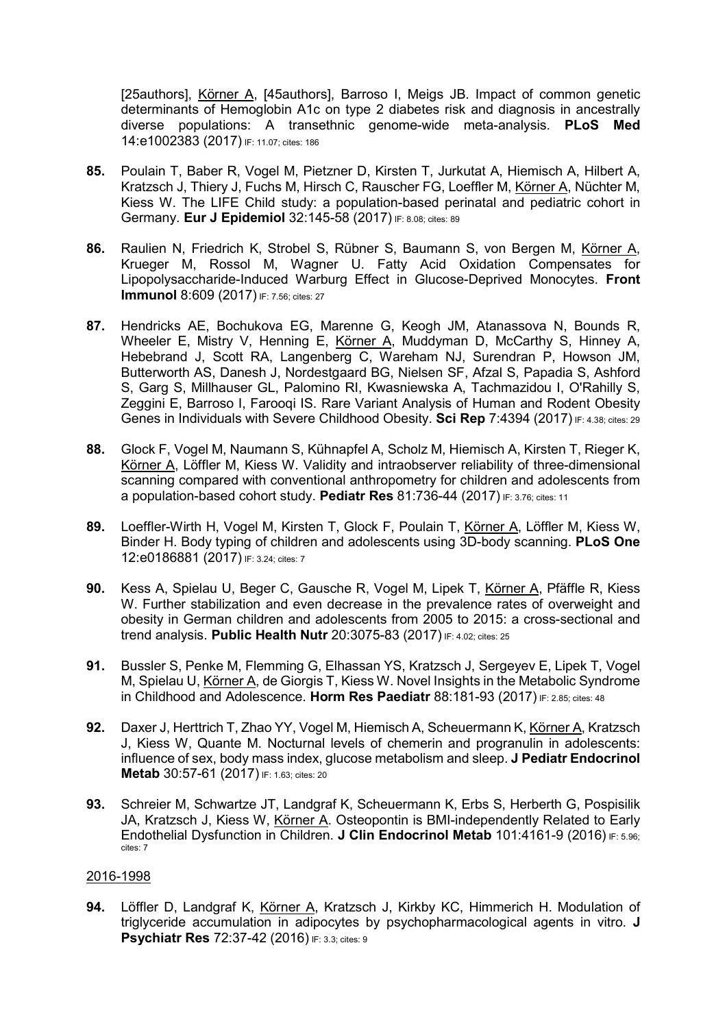[25authors], Körner A, [45authors], Barroso I, Meigs JB. Impact of common genetic determinants of Hemoglobin A1c on type 2 diabetes risk and diagnosis in ancestrally diverse populations: A transethnic genome-wide meta-analysis. **PLoS Med** 14:e1002383 (2017) IF: 11.07; cites: 186

**85.** Poulain T, Baber R, Vogel M, Pietzner D, Kirsten T, Jurkutat A, Hiemisch A, Hilbert A, Kratzsch J, Thiery J, Fuchs M, Hirsch C, Rauscher FG, Loeffler M, Körner A, Nüchter M, Kiess W. The LIFE Child study: a population-based perinatal and pediatric cohort in Germany. **Eur J Epidemiol** 32:145-58 (2017) IF: 8.08; cites: 89

**86.** Raulien N, Friedrich K, Strobel S, Rübner S, Baumann S, von Bergen M, Körner A, Krueger M, Rossol M, Wagner U. Fatty Acid Oxidation Compensates for Lipopolysaccharide-Induced Warburg Effect in Glucose-Deprived Monocytes. **Front Immunol** 8:609 (2017) IF: 7.56; cites: 27

**87.** Hendricks AE, Bochukova EG, Marenne G, Keogh JM, Atanassova N, Bounds R, Wheeler E, Mistry V, Henning E, Körner A, Muddyman D, McCarthy S, Hinney A, Hebebrand J, Scott RA, Langenberg C, Wareham NJ, Surendran P, Howson JM, Butterworth AS, Danesh J, Nordestgaard BG, Nielsen SF, Afzal S, Papadia S, Ashford S, Garg S, Millhauser GL, Palomino RI, Kwasniewska A, Tachmazidou I, O'Rahilly S, Zeggini E, Barroso I, Farooqi IS. Rare Variant Analysis of Human and Rodent Obesity Genes in Individuals with Severe Childhood Obesity. **Sci Rep** 7:4394 (2017) IF: 4.38; cites: 29

**88.** Glock F, Vogel M, Naumann S, Kühnapfel A, Scholz M, Hiemisch A, Kirsten T, Rieger K, Körner A, Löffler M, Kiess W. Validity and intraobserver reliability of three-dimensional scanning compared with conventional anthropometry for children and adolescents from a population-based cohort study. **Pediatr Res** 81:736-44 (2017) IF: 3.76; cites: 11

**89.** Loeffler-Wirth H, Vogel M, Kirsten T, Glock F, Poulain T, Körner A, Löffler M, Kiess W, Binder H. Body typing of children and adolescents using 3D-body scanning. **PLoS One** 12:e0186881 (2017) IF: 3.24; cites: 7

**90.** Kess A, Spielau U, Beger C, Gausche R, Vogel M, Lipek T, Körner A, Pfäffle R, Kiess W. Further stabilization and even decrease in the prevalence rates of overweight and obesity in German children and adolescents from 2005 to 2015: a cross-sectional and trend analysis. **Public Health Nutr** 20:3075-83 (2017) IF: 4.02; cites: 25

**91.** Bussler S, Penke M, Flemming G, Elhassan YS, Kratzsch J, Sergeyev E, Lipek T, Vogel M, Spielau U, Körner A, de Giorgis T, Kiess W. Novel Insights in the Metabolic Syndrome in Childhood and Adolescence. **Horm Res Paediatr** 88:181-93 (2017) IF: 2.85; cites: 48

**92.** Daxer J, Herttrich T, Zhao YY, Vogel M, Hiemisch A, Scheuermann K, Körner A, Kratzsch J, Kiess W, Quante M. Nocturnal levels of chemerin and progranulin in adolescents: influence of sex, body mass index, glucose metabolism and sleep. **J Pediatr Endocrinol Metab** 30:57-61 (2017) IF: 1.63; cites: 20

**93.** Schreier M, Schwartze JT, Landgraf K, Scheuermann K, Erbs S, Herberth G, Pospisilik JA, Kratzsch J, Kiess W, Körner A. Osteopontin is BMI-independently Related to Early Endothelial Dysfunction in Children. **J Clin Endocrinol Metab** 101:4161-9 (2016) IF: 5.96; cites: 7

2016-1998

**94.** Löffler D, Landgraf K, Körner A, Kratzsch J, Kirkby KC, Himmerich H. Modulation of triglyceride accumulation in adipocytes by psychopharmacological agents in vitro. **J Psychiatr Res** 72:37-42 (2016) IF: 3.3; cites: 9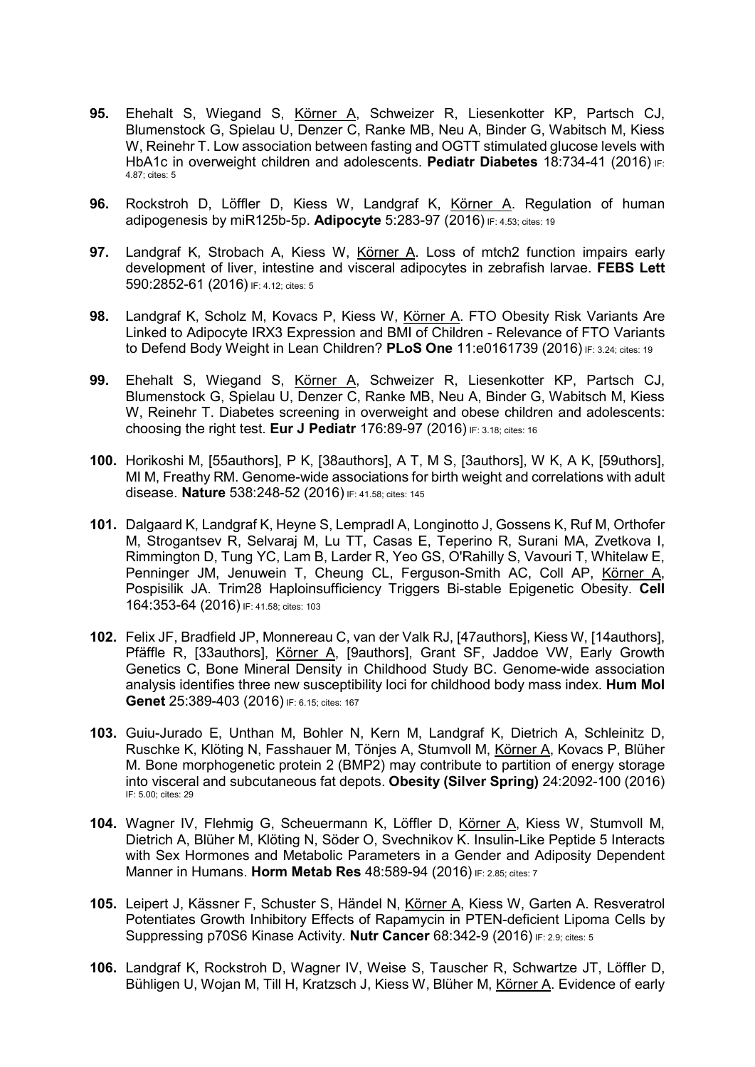**95.** Ehehalt S, Wiegand S, Körner A, Schweizer R, Liesenkotter KP, Partsch CJ, Blumenstock G, Spielau U, Denzer C, Ranke MB, Neu A, Binder G, Wabitsch M, Kiess W, Reinehr T. Low association between fasting and OGTT stimulated glucose levels with HbA1c in overweight children and adolescents. **Pediatr Diabetes** 18:734-41 (2016) IF: 4.87; cites: 5

**96.** Rockstroh D, Löffler D, Kiess W, Landgraf K, Körner A. Regulation of human adipogenesis by miR125b-5p. **Adipocyte** 5:283-97 (2016) IF: 4.53; cites: 19

**97.** Landgraf K, Strobach A, Kiess W, Körner A. Loss of mtch2 function impairs early development of liver, intestine and visceral adipocytes in zebrafish larvae. **FEBS Lett** 590:2852-61 (2016) IF: 4.12; cites: 5

**98.** Landgraf K, Scholz M, Kovacs P, Kiess W, Körner A. FTO Obesity Risk Variants Are Linked to Adipocyte IRX3 Expression and BMI of Children - Relevance of FTO Variants to Defend Body Weight in Lean Children? **PLoS One** 11:e0161739 (2016) IF: 3.24; cites: 19

**99.** Ehehalt S, Wiegand S, Körner A, Schweizer R, Liesenkotter KP, Partsch CJ, Blumenstock G, Spielau U, Denzer C, Ranke MB, Neu A, Binder G, Wabitsch M, Kiess W, Reinehr T. Diabetes screening in overweight and obese children and adolescents: choosing the right test. **Eur J Pediatr** 176:89-97 (2016) IF: 3.18; cites: 16

**100.** Horikoshi M, [55authors], P K, [38authors], A T, M S, [3authors], W K, A K, [59uthors], MI M, Freathy RM. Genome-wide associations for birth weight and correlations with adult disease. **Nature** 538:248-52 (2016) IF: 41.58; cites: 145

**101.** Dalgaard K, Landgraf K, Heyne S, Lempradl A, Longinotto J, Gossens K, Ruf M, Orthofer M, Strogantsev R, Selvaraj M, Lu TT, Casas E, Teperino R, Surani MA, Zvetkova I, Rimmington D, Tung YC, Lam B, Larder R, Yeo GS, O'Rahilly S, Vavouri T, Whitelaw E, Penninger JM, Jenuwein T, Cheung CL, Ferguson-Smith AC, Coll AP, Körner A, Pospisilik JA. Trim28 Haploinsufficiency Triggers Bi-stable Epigenetic Obesity. **Cell** 164:353-64 (2016) IF: 41.58; cites: 103

**102.** Felix JF, Bradfield JP, Monnereau C, van der Valk RJ, [47authors], Kiess W, [14authors], Pfäffle R, [33authors], Körner A, [9authors], Grant SF, Jaddoe VW, Early Growth Genetics C, Bone Mineral Density in Childhood Study BC. Genome-wide association analysis identifies three new susceptibility loci for childhood body mass index. **Hum Mol Genet** 25:389-403 (2016) IF: 6.15; cites: 167

**103.** Guiu-Jurado E, Unthan M, Bohler N, Kern M, Landgraf K, Dietrich A, Schleinitz D, Ruschke K, Klöting N, Fasshauer M, Tönjes A, Stumvoll M, Körner A, Kovacs P, Blüher M. Bone morphogenetic protein 2 (BMP2) may contribute to partition of energy storage into visceral and subcutaneous fat depots. **Obesity (Silver Spring)** 24:2092-100 (2016) IF: 5.00; cites: 29

**104.** Wagner IV, Flehmig G, Scheuermann K, Löffler D, Körner A, Kiess W, Stumvoll M, Dietrich A, Blüher M, Klöting N, Söder O, Svechnikov K. Insulin-Like Peptide 5 Interacts with Sex Hormones and Metabolic Parameters in a Gender and Adiposity Dependent Manner in Humans. **Horm Metab Res** 48:589-94 (2016) IF: 2.85; cites: 7

**105.** Leipert J, Kässner F, Schuster S, Händel N, Körner A, Kiess W, Garten A. Resveratrol Potentiates Growth Inhibitory Effects of Rapamycin in PTEN-deficient Lipoma Cells by Suppressing p70S6 Kinase Activity. **Nutr Cancer** 68:342-9 (2016) IF: 2.9; cites: 5

**106.** Landgraf K, Rockstroh D, Wagner IV, Weise S, Tauscher R, Schwartze JT, Löffler D, Bühligen U, Wojan M, Till H, Kratzsch J, Kiess W, Blüher M, Körner A. Evidence of early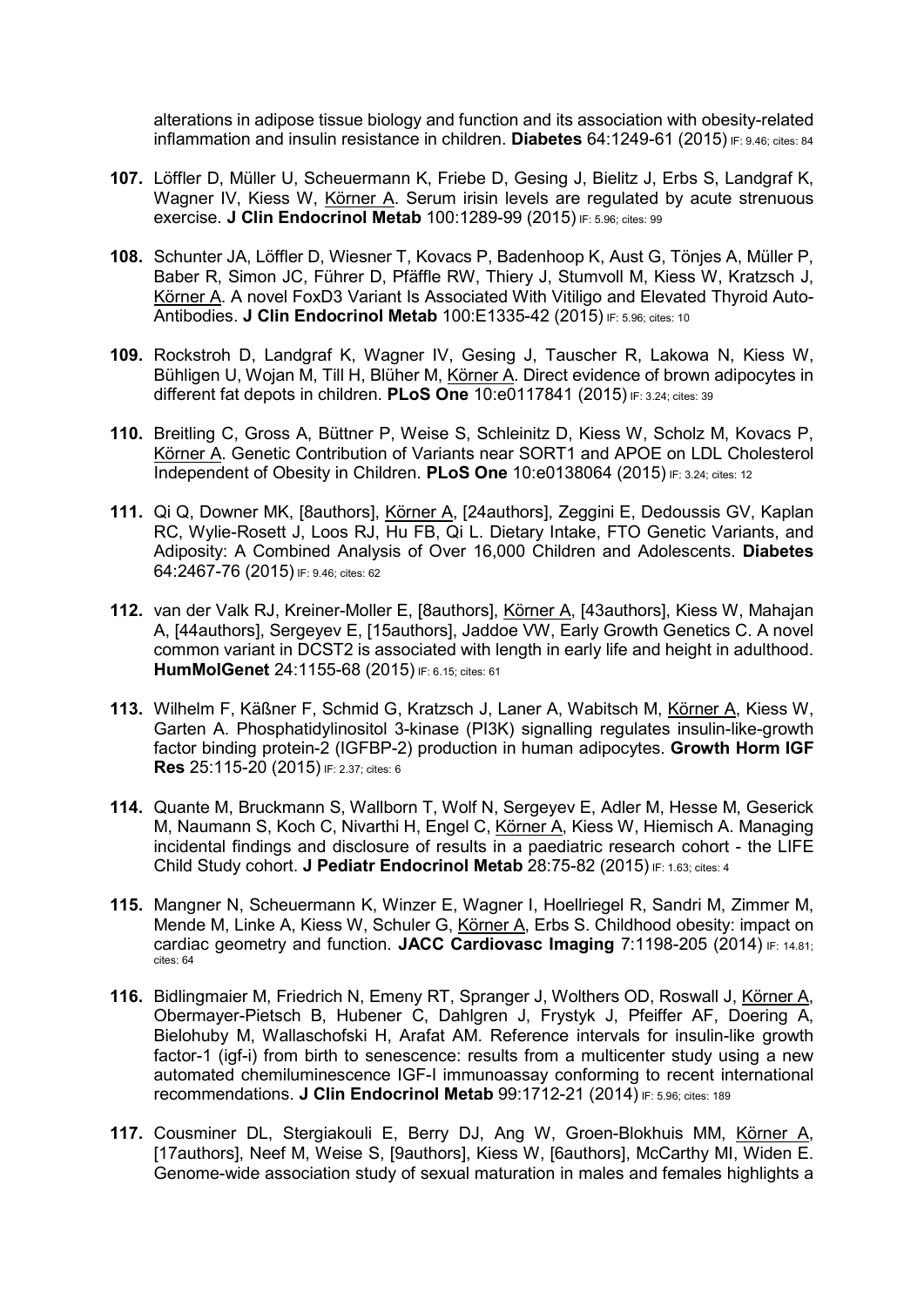alterations in adipose tissue biology and function and its association with obesity-related inflammation and insulin resistance in children. **Diabetes** 64:1249-61 (2015) IF: 9.46; cites: 84

**107.** Löffler D, Müller U, Scheuermann K, Friebe D, Gesing J, Bielitz J, Erbs S, Landgraf K, Wagner IV, Kiess W, Körner A. Serum irisin levels are regulated by acute strenuous exercise. **J Clin Endocrinol Metab** 100:1289-99 (2015) IF: 5.96; cites: 99

**108.** Schunter JA, Löffler D, Wiesner T, Kovacs P, Badenhoop K, Aust G, Tönjes A, Müller P, Baber R, Simon JC, Führer D, Pfäffle RW, Thiery J, Stumvoll M, Kiess W, Kratzsch J, Körner A. A novel FoxD3 Variant Is Associated With Vitiligo and Elevated Thyroid Auto-Antibodies. **J Clin Endocrinol Metab** 100:E1335-42 (2015) IF: 5.96; cites: 10

**109.** Rockstroh D, Landgraf K, Wagner IV, Gesing J, Tauscher R, Lakowa N, Kiess W, Bühligen U, Wojan M, Till H, Blüher M, Körner A. Direct evidence of brown adipocytes in different fat depots in children. **PLoS One** 10:e0117841 (2015) IF: 3.24; cites: 39

**110.** Breitling C, Gross A, Büttner P, Weise S, Schleinitz D, Kiess W, Scholz M, Kovacs P, Körner A. Genetic Contribution of Variants near SORT1 and APOE on LDL Cholesterol Independent of Obesity in Children. **PLoS One** 10:e0138064 (2015) IF: 3.24; cites: 12

**111.** Qi Q, Downer MK, [8authors], Körner A, [24authors], Zeggini E, Dedoussis GV, Kaplan RC, Wylie-Rosett J, Loos RJ, Hu FB, Qi L. Dietary Intake, FTO Genetic Variants, and Adiposity: A Combined Analysis of Over 16,000 Children and Adolescents. **Diabetes** 64:2467-76 (2015) IF: 9.46; cites: 62

**112.** van der Valk RJ, Kreiner-Moller E, [8authors], Körner A, [43authors], Kiess W, Mahajan A, [44authors], Sergeyev E, [15authors], Jaddoe VW, Early Growth Genetics C. A novel common variant in DCST2 is associated with length in early life and height in adulthood. **HumMolGenet** 24:1155-68 (2015) IF: 6.15; cites: 61

**113.** Wilhelm F, Käßner F, Schmid G, Kratzsch J, Laner A, Wabitsch M, Körner A, Kiess W, Garten A. Phosphatidylinositol 3-kinase (PI3K) signalling regulates insulin-like-growth factor binding protein-2 (IGFBP-2) production in human adipocytes. **Growth Horm IGF Res** 25:115-20 (2015) IF: 2.37; cites: 6

**114.** Quante M, Bruckmann S, Wallborn T, Wolf N, Sergeyev E, Adler M, Hesse M, Geserick M, Naumann S, Koch C, Nivarthi H, Engel C, Körner A, Kiess W, Hiemisch A. Managing incidental findings and disclosure of results in a paediatric research cohort - the LIFE Child Study cohort. **J Pediatr Endocrinol Metab** 28:75-82 (2015) IF: 1.63; cites: 4

**115.** Mangner N, Scheuermann K, Winzer E, Wagner I, Hoellriegel R, Sandri M, Zimmer M, Mende M, Linke A, Kiess W, Schuler G, Körner A, Erbs S. Childhood obesity: impact on cardiac geometry and function. **JACC Cardiovasc Imaging** 7:1198-205 (2014) IF: 14.81; cites: 64

**116.** Bidlingmaier M, Friedrich N, Emeny RT, Spranger J, Wolthers OD, Roswall J, Körner A, Obermayer-Pietsch B, Hubener C, Dahlgren J, Frystyk J, Pfeiffer AF, Doering A, Bielohuby M, Wallaschofski H, Arafat AM. Reference intervals for insulin-like growth factor-1 (igf-i) from birth to senescence: results from a multicenter study using a new automated chemiluminescence IGF-I immunoassay conforming to recent international recommendations. **J Clin Endocrinol Metab** 99:1712-21 (2014) IF: 5.96; cites: 189

**117.** Cousminer DL, Stergiakouli E, Berry DJ, Ang W, Groen-Blokhuis MM, Körner A, [17authors], Neef M, Weise S, [9authors], Kiess W, [6authors], McCarthy MI, Widen E. Genome-wide association study of sexual maturation in males and females highlights a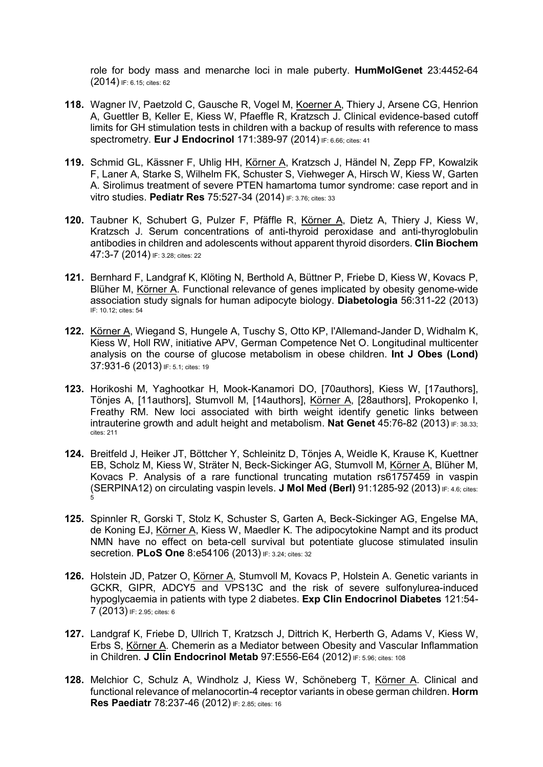role for body mass and menarche loci in male puberty. **HumMolGenet** 23:4452-64 (2014) IF: 6.15; cites: 62

118. Wagner IV, Paetzold C, Gausche R, Vogel M, <u>Koerner A</u>, Thiery J, Arsene CG, Henrion A, Guettler B, Keller E, Kiess W, Pfaeffle R, Kratzsch J. Clinical evidence-based cutoff limits for GH stimulation tests in children with a backup of results with reference to mass spectrometry. **Eur J Endocrinol** 171:389-97 (2014) IF: 6.66; cites: 41

119. Schmid GL, Kässner F, Uhlig HH, <u>Körner A</u>, Kratzsch J, Händel N, Zepp FP, Kowalzik F, Laner A, Starke S, Wilhelm FK, Schuster S, Viehweger A, Hirsch W, Kiess W, Garten A. Sirolimus treatment of severe PTEN hamartoma tumor syndrome: case report and in vitro studies. **Pediatr Res** 75:527-34 (2014) IF: 3.76; cites: 33

120. Taubner K, Schubert G, Pulzer F, Pfäffle R, <u>Körner A</u>, Dietz A, Thiery J, Kiess W, Kratzsch J. Serum concentrations of anti-thyroid peroxidase and anti-thyroglobulin antibodies in children and adolescents without apparent thyroid disorders. **Clin Biochem** 47:3-7 (2014) IF: 3.28; cites: 22

121. Bernhard F, Landgraf K, Klöting N, Berthold A, Büttner P, Friebe D, Kiess W, Kovacs P, Blüher M, <u>Körner A</u>. Functional relevance of genes implicated by obesity genome-wide association study signals for human adipocyte biology. **Diabetologia** 56:311-22 (2013) IF: 10.12; cites: 54

122. <u>Körner A</u>, Wiegand S, Hungele A, Tuschy S, Otto KP, l'Allemand-Jander D, Widhalm K, Kiess W, Holl RW, initiative APV, German Competence Net O. Longitudinal multicenter analysis on the course of glucose metabolism in obese children. **Int J Obes (Lond)** 37:931-6 (2013) IF: 5.1; cites: 19

123. Horikoshi M, Yaghootkar H, Mook-Kanamori DO, [70authors], Kiess W, [17authors], Tönjes A, [11authors], Stumvoll M, [14authors], <u>Körner A</u>, [28authors], Prokopenko I, Freathy RM. New loci associated with birth weight identify genetic links between intrauterine growth and adult height and metabolism. **Nat Genet** 45:76-82 (2013) IF: 38.33; cites: 211

124. Breitfeld J, Heiker JT, Böttcher Y, Schleinitz D, Tönjes A, Weidle K, Krause K, Kuettner EB, Scholz M, Kiess W, Sträter N, Beck-Sickinger AG, Stumvoll M, <u>Körner A</u>, Blüher M, Kovacs P. Analysis of a rare functional truncating mutation rs61757459 in vaspin (SERPINA12) on circulating vaspin levels. **J Mol Med (Berl)** 91:1285-92 (2013) IF: 4.6; cites: 5

125. Spinnler R, Gorski T, Stolz K, Schuster S, Garten A, Beck-Sickinger AG, Engelse MA, de Koning EJ, <u>Körner A</u>, Kiess W, Maedler K. The adipocytokine Nampt and its product NMN have no effect on beta-cell survival but potentiate glucose stimulated insulin secretion. **PLoS One** 8:e54106 (2013) IF: 3.24; cites: 32

126. Holstein JD, Patzer O, <u>Körner A</u>, Stumvoll M, Kovacs P, Holstein A. Genetic variants in GCKR, GIPR, ADCY5 and VPS13C and the risk of severe sulfonylurea-induced hypoglycaemia in patients with type 2 diabetes. **Exp Clin Endocrinol Diabetes** 121:54-7 (2013) IF: 2.95; cites: 6

127. Landgraf K, Friebe D, Ullrich T, Kratzsch J, Dittrich K, Herberth G, Adams V, Kiess W, Erbs S, <u>Körner A</u>. Chemerin as a Mediator between Obesity and Vascular Inflammation in Children. **J Clin Endocrinol Metab** 97:E556-E64 (2012) IF: 5.96; cites: 108

128. Melchior C, Schulz A, Windholz J, Kiess W, Schöneberg T, <u>Körner A</u>. Clinical and functional relevance of melanocortin-4 receptor variants in obese german children. **Horm Res Paediatr** 78:237-46 (2012) IF: 2.85; cites: 16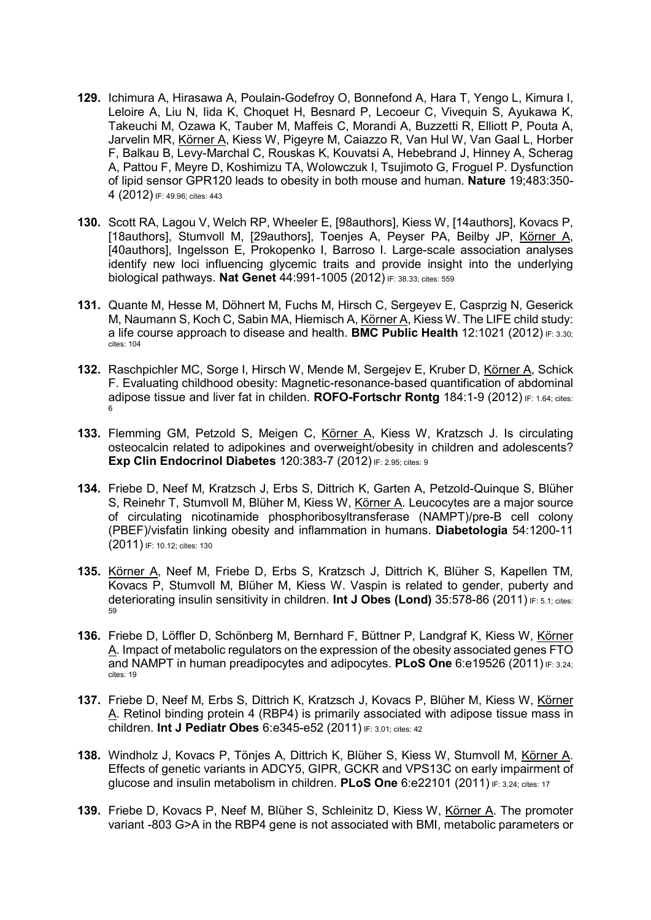**129.** Ichimura A, Hirasawa A, Poulain-Godefroy O, Bonnefond A, Hara T, Yengo L, Kimura I, Leloire A, Liu N, Iida K, Choquet H, Besnard P, Lecoeur C, Vivequin S, Ayukawa K, Takeuchi M, Ozawa K, Tauber M, Maffeis C, Morandi A, Buzzetti R, Elliott P, Pouta A, Jarvelin MR, Körner A, Kiess W, Pigeyre M, Caiazzo R, Van Hul W, Van Gaal L, Horber F, Balkau B, Levy-Marchal C, Rouskas K, Kouvatsi A, Hebebrand J, Hinney A, Scherag A, Pattou F, Meyre D, Koshimizu TA, Wolowczuk I, Tsujimoto G, Froguel P. Dysfunction of lipid sensor GPR120 leads to obesity in both mouse and human. **Nature** 19;483:350-4 (2012) IF: 49.96; cites: 443

**130.** Scott RA, Lagou V, Welch RP, Wheeler E, [98authors], Kiess W, [14authors], Kovacs P, [18authors], Stumvoll M, [29authors], Toenjes A, Peyser PA, Beilby JP, Körner A, [40authors], Ingelsson E, Prokopenko I, Barroso I. Large-scale association analyses identify new loci influencing glycemic traits and provide insight into the underlying biological pathways. **Nat Genet** 44:991-1005 (2012) IF: 38.33; cites: 559

**131.** Quante M, Hesse M, Döhnert M, Fuchs M, Hirsch C, Sergeyev E, Casprzig N, Geserick M, Naumann S, Koch C, Sabin MA, Hiemisch A, Körner A, Kiess W. The LIFE child study: a life course approach to disease and health. **BMC Public Health** 12:1021 (2012) IF: 3.30; cites: 104

**132.** Raschpichler MC, Sorge I, Hirsch W, Mende M, Sergejev E, Kruber D, Körner A, Schick F. Evaluating childhood obesity: Magnetic-resonance-based quantification of abdominal adipose tissue and liver fat in childen. **ROFO-Fortschr Rontg** 184:1-9 (2012) IF: 1.64; cites: 6

**133.** Flemming GM, Petzold S, Meigen C, Körner A, Kiess W, Kratzsch J. Is circulating osteocalcin related to adipokines and overweight/obesity in children and adolescents? **Exp Clin Endocrinol Diabetes** 120:383-7 (2012) IF: 2.95; cites: 9

**134.** Friebe D, Neef M, Kratzsch J, Erbs S, Dittrich K, Garten A, Petzold-Quinque S, Blüher S, Reinehr T, Stumvoll M, Blüher M, Kiess W, Körner A. Leucocytes are a major source of circulating nicotinamide phosphoribosyltransferase (NAMPT)/pre-B cell colony (PBEF)/visfatin linking obesity and inflammation in humans. **Diabetologia** 54:1200-11 (2011) IF: 10.12; cites: 130

**135.** Körner A, Neef M, Friebe D, Erbs S, Kratzsch J, Dittrich K, Blüher S, Kapellen TM, Kovacs P, Stumvoll M, Blüher M, Kiess W. Vaspin is related to gender, puberty and deteriorating insulin sensitivity in children. **Int J Obes (Lond)** 35:578-86 (2011) IF: 5.1; cites: 59

**136.** Friebe D, Löffler D, Schönberg M, Bernhard F, Büttner P, Landgraf K, Kiess W, Körner A. Impact of metabolic regulators on the expression of the obesity associated genes FTO and NAMPT in human preadipocytes and adipocytes. **PLoS One** 6:e19526 (2011) IF: 3.24; cites: 19

**137.** Friebe D, Neef M, Erbs S, Dittrich K, Kratzsch J, Kovacs P, Blüher M, Kiess W, Körner A. Retinol binding protein 4 (RBP4) is primarily associated with adipose tissue mass in children. **Int J Pediatr Obes** 6:e345-e52 (2011) IF: 3.01; cites: 42

**138.** Windholz J, Kovacs P, Tönjes A, Dittrich K, Blüher S, Kiess W, Stumvoll M, Körner A. Effects of genetic variants in ADCY5, GIPR, GCKR and VPS13C on early impairment of glucose and insulin metabolism in children. **PLoS One** 6:e22101 (2011) IF: 3.24; cites: 17

**139.** Friebe D, Kovacs P, Neef M, Blüher S, Schleinitz D, Kiess W, Körner A. The promoter variant -803 G>A in the RBP4 gene is not associated with BMI, metabolic parameters or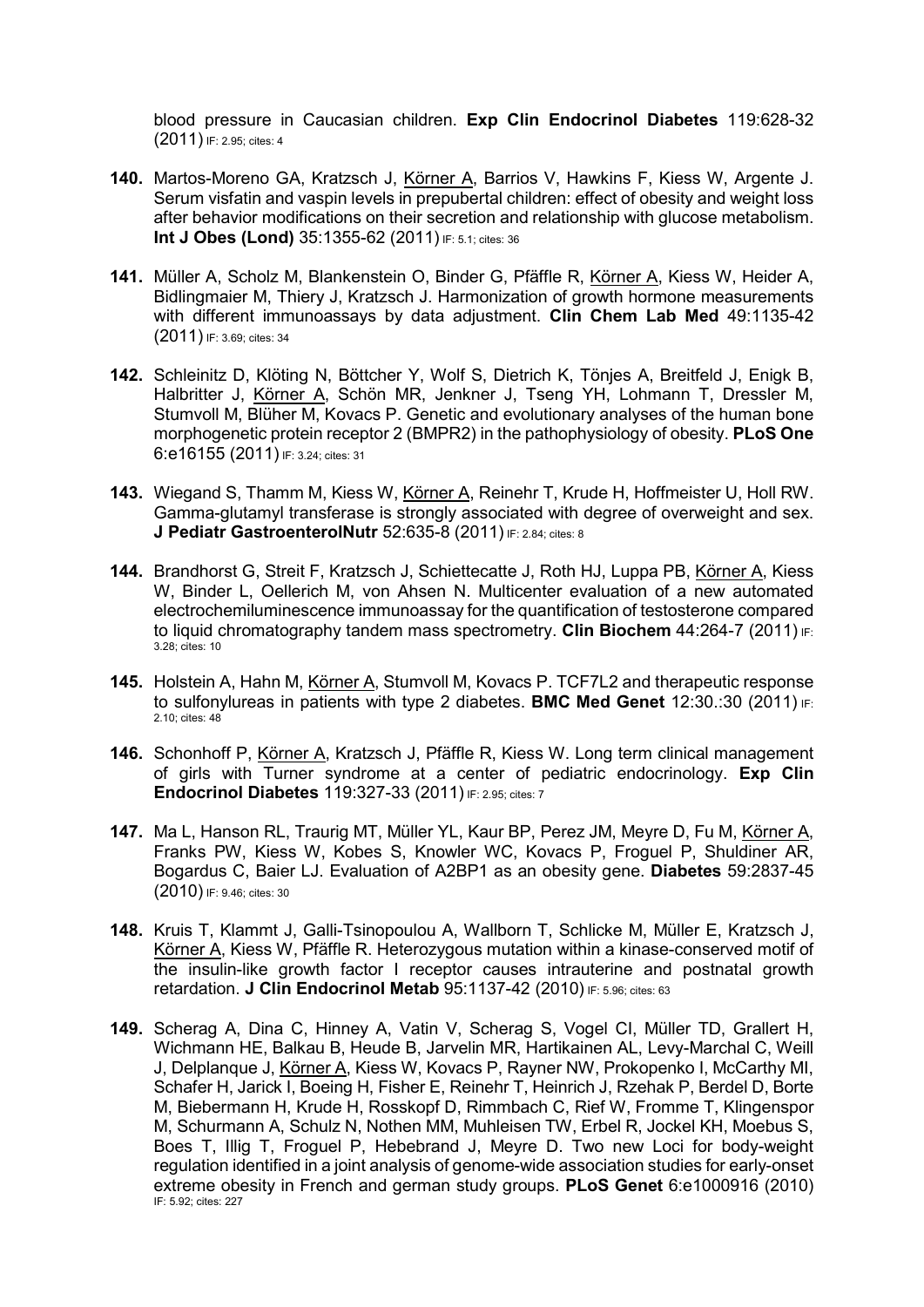blood pressure in Caucasian children. **Exp Clin Endocrinol Diabetes** 119:628-32 (2011) IF: 2.95; cites: 4

**140.** Martos-Moreno GA, Kratzsch J, Körner A, Barrios V, Hawkins F, Kiess W, Argente J. Serum visfatin and vaspin levels in prepubertal children: effect of obesity and weight loss after behavior modifications on their secretion and relationship with glucose metabolism. **Int J Obes (Lond)** 35:1355-62 (2011) IF: 5.1; cites: 36

**141.** Müller A, Scholz M, Blankenstein O, Binder G, Pfäffle R, Körner A, Kiess W, Heider A, Bidlingmaier M, Thiery J, Kratzsch J. Harmonization of growth hormone measurements with different immunoassays by data adjustment. **Clin Chem Lab Med** 49:1135-42 (2011) IF: 3.69; cites: 34

**142.** Schleinitz D, Klöting N, Böttcher Y, Wolf S, Dietrich K, Tönjes A, Breitfeld J, Enigk B, Halbritter J, Körner A, Schön MR, Jenkner J, Tseng YH, Lohmann T, Dressler M, Stumvoll M, Blüher M, Kovacs P. Genetic and evolutionary analyses of the human bone morphogenetic protein receptor 2 (BMPR2) in the pathophysiology of obesity. **PLoS One** 6:e16155 (2011) IF: 3.24; cites: 31

**143.** Wiegand S, Thamm M, Kiess W, Körner A, Reinehr T, Krude H, Hoffmeister U, Holl RW. Gamma-glutamyl transferase is strongly associated with degree of overweight and sex. **J Pediatr GastroenterolNutr** 52:635-8 (2011) IF: 2.84; cites: 8

**144.** Brandhorst G, Streit F, Kratzsch J, Schiettecatte J, Roth HJ, Luppa PB, Körner A, Kiess W, Binder L, Oellerich M, von Ahsen N. Multicenter evaluation of a new automated electrochemiluminescence immunoassay for the quantification of testosterone compared to liquid chromatography tandem mass spectrometry. **Clin Biochem** 44:264-7 (2011) IF: 3.28; cites: 10

**145.** Holstein A, Hahn M, Körner A, Stumvoll M, Kovacs P. TCF7L2 and therapeutic response to sulfonylureas in patients with type 2 diabetes. **BMC Med Genet** 12:30.:30 (2011) IF: 2.10; cites: 48

**146.** Schonhoff P, Körner A, Kratzsch J, Pfäffle R, Kiess W. Long term clinical management of girls with Turner syndrome at a center of pediatric endocrinology. **Exp Clin Endocrinol Diabetes** 119:327-33 (2011) IF: 2.95; cites: 7

**147.** Ma L, Hanson RL, Traurig MT, Müller YL, Kaur BP, Perez JM, Meyre D, Fu M, Körner A, Franks PW, Kiess W, Kobes S, Knowler WC, Kovacs P, Froguel P, Shuldiner AR, Bogardus C, Baier LJ. Evaluation of A2BP1 as an obesity gene. **Diabetes** 59:2837-45 (2010) IF: 9.46; cites: 30

**148.** Kruis T, Klammt J, Galli-Tsinopoulou A, Wallborn T, Schlicke M, Müller E, Kratzsch J, Körner A, Kiess W, Pfäffle R. Heterozygous mutation within a kinase-conserved motif of the insulin-like growth factor I receptor causes intrauterine and postnatal growth retardation. **J Clin Endocrinol Metab** 95:1137-42 (2010) IF: 5.96; cites: 63

**149.** Scherag A, Dina C, Hinney A, Vatin V, Scherag S, Vogel CI, Müller TD, Grallert H, Wichmann HE, Balkau B, Heude B, Jarvelin MR, Hartikainen AL, Levy-Marchal C, Weill J, Delplanque J, Körner A, Kiess W, Kovacs P, Rayner NW, Prokopenko I, McCarthy MI, Schafer H, Jarick I, Boeing H, Fisher E, Reinehr T, Heinrich J, Rzehak P, Berdel D, Borte M, Biebermann H, Krude H, Rosskopf D, Rimmbach C, Rief W, Fromme T, Klingenspor M, Schurmann A, Schulz N, Nothen MM, Muhleisen TW, Erbel R, Jockel KH, Moebus S, Boes T, Illig T, Froguel P, Hebebrand J, Meyre D. Two new Loci for body-weight regulation identified in a joint analysis of genome-wide association studies for early-onset extreme obesity in French and german study groups. **PLoS Genet** 6:e1000916 (2010) IF: 5.92; cites: 227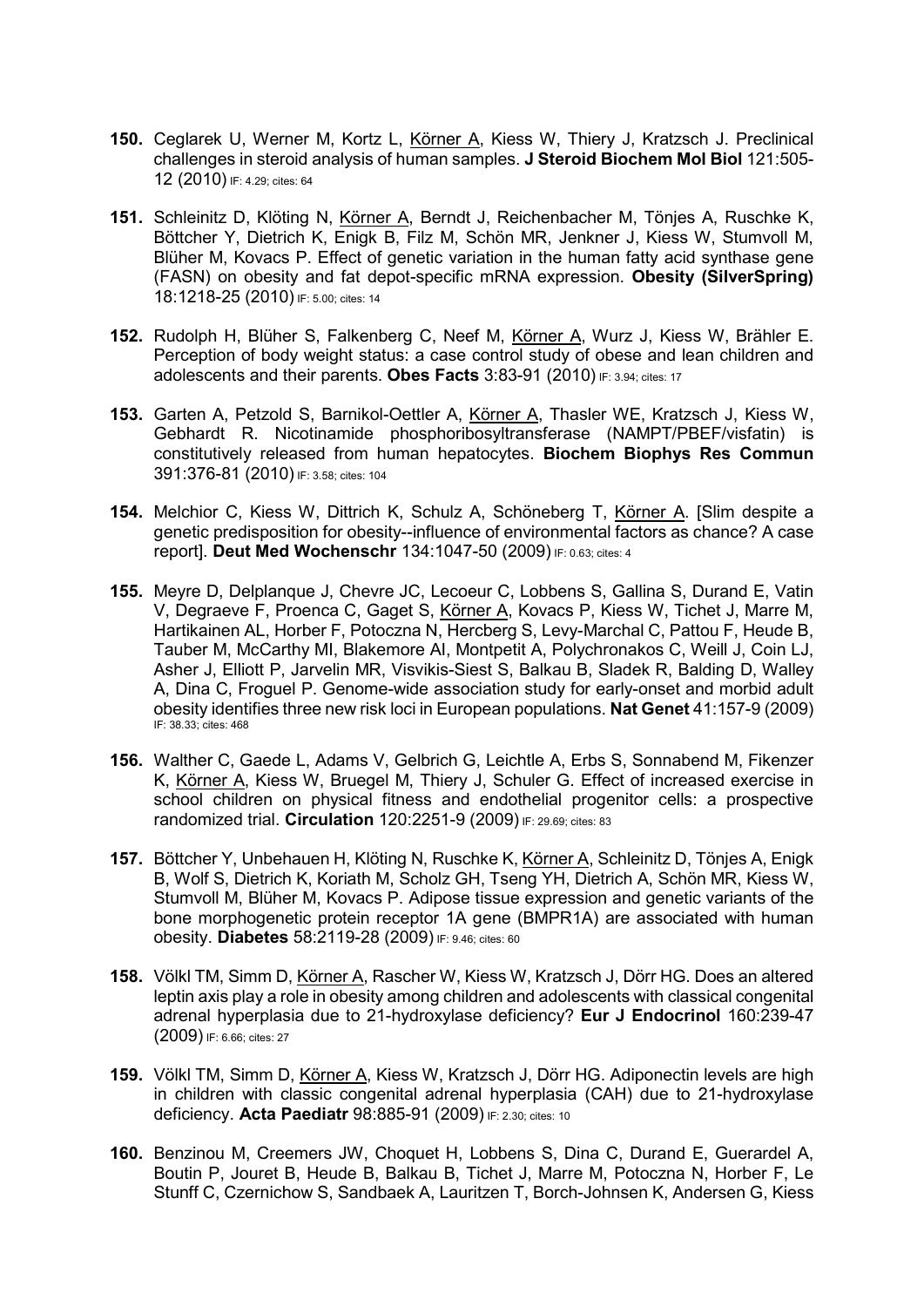**150.** Ceglarek U, Werner M, Kortz L, Körner A, Kiess W, Thiery J, Kratzsch J. Preclinical challenges in steroid analysis of human samples. **J Steroid Biochem Mol Biol** 121:505-12 (2010) IF: 4.29; cites: 64

**151.** Schleinitz D, Klöting N, Körner A, Berndt J, Reichenbacher M, Tönjes A, Ruschke K, Böttcher Y, Dietrich K, Enigk B, Filz M, Schön MR, Jenkner J, Kiess W, Stumvoll M, Blüher M, Kovacs P. Effect of genetic variation in the human fatty acid synthase gene (FASN) on obesity and fat depot-specific mRNA expression. **Obesity (SilverSpring)** 18:1218-25 (2010) IF: 5.00; cites: 14

**152.** Rudolph H, Blüher S, Falkenberg C, Neef M, Körner A, Wurz J, Kiess W, Brähler E. Perception of body weight status: a case control study of obese and lean children and adolescents and their parents. **Obes Facts** 3:83-91 (2010) IF: 3.94; cites: 17

**153.** Garten A, Petzold S, Barnikol-Oettler A, Körner A, Thasler WE, Kratzsch J, Kiess W, Gebhardt R. Nicotinamide phosphoribosyltransferase (NAMPT/PBEF/visfatin) is constitutively released from human hepatocytes. **Biochem Biophys Res Commun** 391:376-81 (2010) IF: 3.58; cites: 104

**154.** Melchior C, Kiess W, Dittrich K, Schulz A, Schöneberg T, Körner A. [Slim despite a genetic predisposition for obesity--influence of environmental factors as chance? A case report]. **Deut Med Wochenschr** 134:1047-50 (2009) IF: 0.63; cites: 4

**155.** Meyre D, Delplanque J, Chevre JC, Lecoeur C, Lobbens S, Gallina S, Durand E, Vatin V, Degraeve F, Proenca C, Gaget S, Körner A, Kovacs P, Kiess W, Tichet J, Marre M, Hartikainen AL, Horber F, Potoczna N, Hercberg S, Levy-Marchal C, Pattou F, Heude B, Tauber M, McCarthy MI, Blakemore AI, Montpetit A, Polychronakos C, Weill J, Coin LJ, Asher J, Elliott P, Jarvelin MR, Visvikis-Siest S, Balkau B, Sladek R, Balding D, Walley A, Dina C, Froguel P. Genome-wide association study for early-onset and morbid adult obesity identifies three new risk loci in European populations. **Nat Genet** 41:157-9 (2009) IF: 38.33; cites: 468

**156.** Walther C, Gaede L, Adams V, Gelbrich G, Leichtle A, Erbs S, Sonnabend M, Fikenzer K, Körner A, Kiess W, Bruegel M, Thiery J, Schuler G. Effect of increased exercise in school children on physical fitness and endothelial progenitor cells: a prospective randomized trial. **Circulation** 120:2251-9 (2009) IF: 29.69; cites: 83

**157.** Böttcher Y, Unbehauen H, Klöting N, Ruschke K, Körner A, Schleinitz D, Tönjes A, Enigk B, Wolf S, Dietrich K, Koriath M, Scholz GH, Tseng YH, Dietrich A, Schön MR, Kiess W, Stumvoll M, Blüher M, Kovacs P. Adipose tissue expression and genetic variants of the bone morphogenetic protein receptor 1A gene (BMPR1A) are associated with human obesity. **Diabetes** 58:2119-28 (2009) IF: 9.46; cites: 60

**158.** Völkl TM, Simm D, Körner A, Rascher W, Kiess W, Kratzsch J, Dörr HG. Does an altered leptin axis play a role in obesity among children and adolescents with classical congenital adrenal hyperplasia due to 21-hydroxylase deficiency? **Eur J Endocrinol** 160:239-47 (2009) IF: 6.66; cites: 27

**159.** Völkl TM, Simm D, Körner A, Kiess W, Kratzsch J, Dörr HG. Adiponectin levels are high in children with classic congenital adrenal hyperplasia (CAH) due to 21-hydroxylase deficiency. **Acta Paediatr** 98:885-91 (2009) IF: 2.30; cites: 10

**160.** Benzinou M, Creemers JW, Choquet H, Lobbens S, Dina C, Durand E, Guerardel A, Boutin P, Jouret B, Heude B, Balkau B, Tichet J, Marre M, Potoczna N, Horber F, Le Stunff C, Czernichow S, Sandbaek A, Lauritzen T, Borch-Johnsen K, Andersen G, Kiess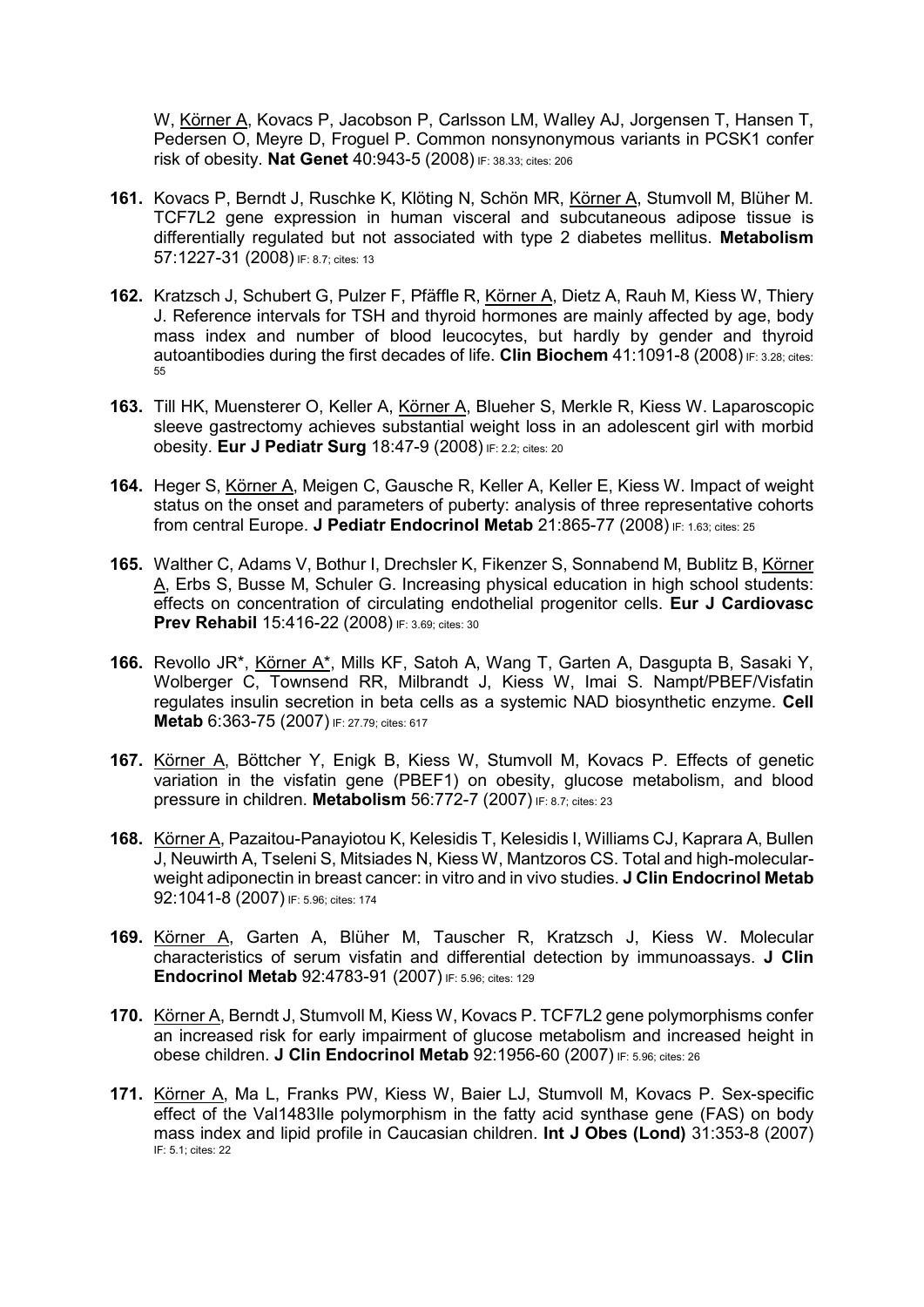W, Körner A, Kovacs P, Jacobson P, Carlsson LM, Walley AJ, Jorgensen T, Hansen T, Pedersen O, Meyre D, Froguel P. Common nonsynonymous variants in PCSK1 confer risk of obesity. **Nat Genet** 40:943-5 (2008) IF: 38.33; cites: 206

**161.** Kovacs P, Berndt J, Ruschke K, Klöting N, Schön MR, Körner A, Stumvoll M, Blüher M. TCF7L2 gene expression in human visceral and subcutaneous adipose tissue is differentially regulated but not associated with type 2 diabetes mellitus. **Metabolism** 57:1227-31 (2008) IF: 8.7; cites: 13

**162.** Kratzsch J, Schubert G, Pulzer F, Pfäffle R, Körner A, Dietz A, Rauh M, Kiess W, Thiery J. Reference intervals for TSH and thyroid hormones are mainly affected by age, body mass index and number of blood leucocytes, but hardly by gender and thyroid autoantibodies during the first decades of life. **Clin Biochem** 41:1091-8 (2008) IF: 3.28; cites: 55

**163.** Till HK, Muensterer O, Keller A, Körner A, Blueher S, Merkle R, Kiess W. Laparoscopic sleeve gastrectomy achieves substantial weight loss in an adolescent girl with morbid obesity. **Eur J Pediatr Surg** 18:47-9 (2008) IF: 2.2; cites: 20

**164.** Heger S, Körner A, Meigen C, Gausche R, Keller A, Keller E, Kiess W. Impact of weight status on the onset and parameters of puberty: analysis of three representative cohorts from central Europe. **J Pediatr Endocrinol Metab** 21:865-77 (2008) IF: 1.63; cites: 25

**165.** Walther C, Adams V, Bothur I, Drechsler K, Fikenzer S, Sonnabend M, Bublitz B, Körner A, Erbs S, Busse M, Schuler G. Increasing physical education in high school students: effects on concentration of circulating endothelial progenitor cells. **Eur J Cardiovasc Prev Rehabil** 15:416-22 (2008) IF: 3.69; cites: 30

**166.** Revollo JR*, Körner A*, Mills KF, Satoh A, Wang T, Garten A, Dasgupta B, Sasaki Y, Wolberger C, Townsend RR, Milbrandt J, Kiess W, Imai S. Nampt/PBEF/Visfatin regulates insulin secretion in beta cells as a systemic NAD biosynthetic enzyme. **Cell Metab** 6:363-75 (2007) IF: 27.79; cites: 617

**167.** Körner A, Böttcher Y, Enigk B, Kiess W, Stumvoll M, Kovacs P. Effects of genetic variation in the visfatin gene (PBEF1) on obesity, glucose metabolism, and blood pressure in children. **Metabolism** 56:772-7 (2007) IF: 8.7; cites: 23

**168.** Körner A, Pazaitou-Panayiotou K, Kelesidis T, Kelesidis I, Williams CJ, Kaprara A, Bullen J, Neuwirth A, Tseleni S, Mitsiades N, Kiess W, Mantzoros CS. Total and high-molecular-weight adiponectin in breast cancer: in vitro and in vivo studies. **J Clin Endocrinol Metab** 92:1041-8 (2007) IF: 5.96; cites: 174

**169.** Körner A, Garten A, Blüher M, Tauscher R, Kratzsch J, Kiess W. Molecular characteristics of serum visfatin and differential detection by immunoassays. **J Clin Endocrinol Metab** 92:4783-91 (2007) IF: 5.96; cites: 129

**170.** Körner A, Berndt J, Stumvoll M, Kiess W, Kovacs P. TCF7L2 gene polymorphisms confer an increased risk for early impairment of glucose metabolism and increased height in obese children. **J Clin Endocrinol Metab** 92:1956-60 (2007) IF: 5.96; cites: 26

**171.** Körner A, Ma L, Franks PW, Kiess W, Baier LJ, Stumvoll M, Kovacs P. Sex-specific effect of the Val1483Ile polymorphism in the fatty acid synthase gene (FAS) on body mass index and lipid profile in Caucasian children. **Int J Obes (Lond)** 31:353-8 (2007) IF: 5.1; cites: 22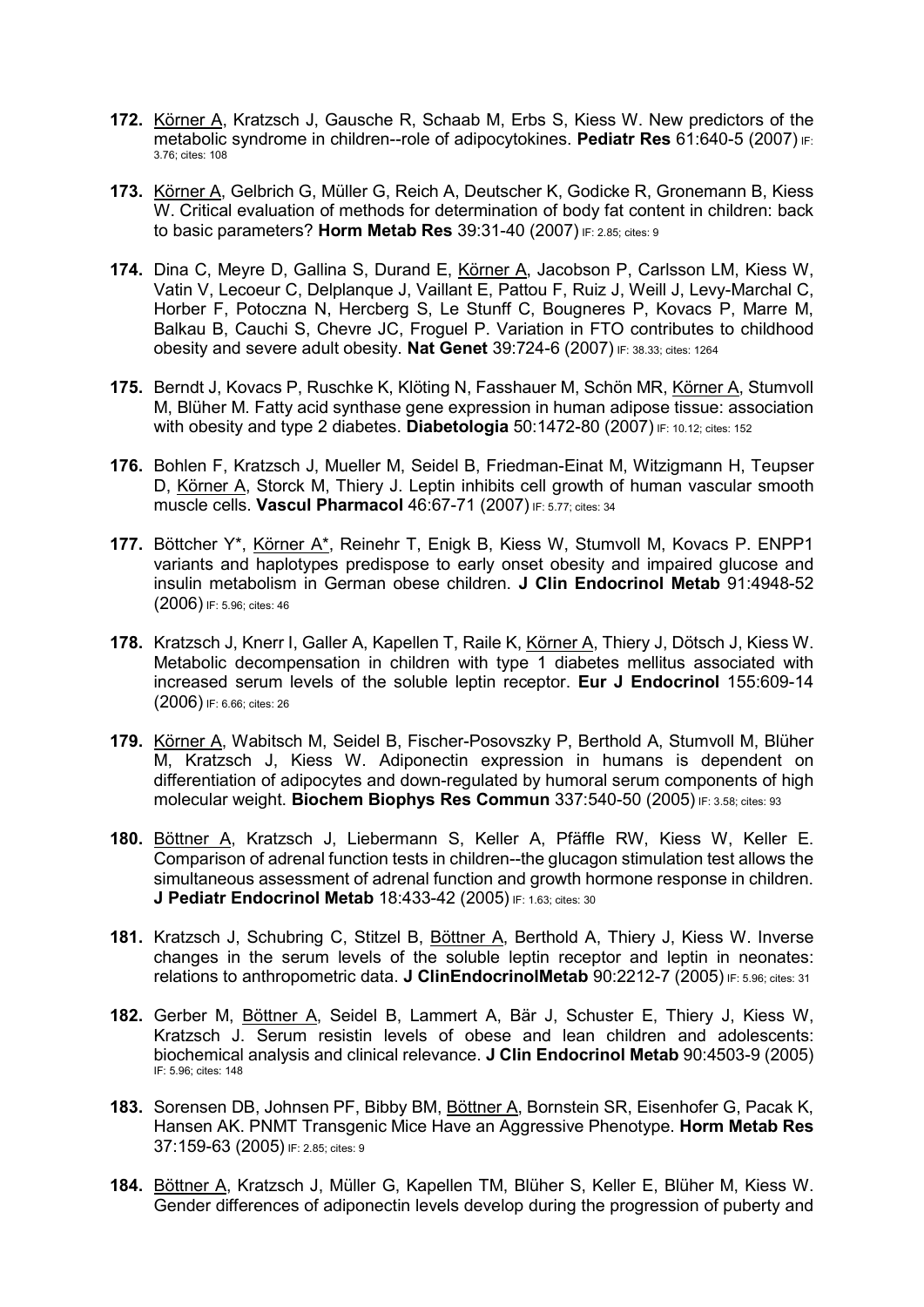**172.** Körner A, Kratzsch J, Gausche R, Schaab M, Erbs S, Kiess W. New predictors of the metabolic syndrome in children--role of adipocytokines. **Pediatr Res** 61:640-5 (2007) IF: 3.76; cites: 108

**173.** Körner A, Gelbrich G, Müller G, Reich A, Deutscher K, Godicke R, Gronemann B, Kiess W. Critical evaluation of methods for determination of body fat content in children: back to basic parameters? **Horm Metab Res** 39:31-40 (2007) IF: 2.85; cites: 9

**174.** Dina C, Meyre D, Gallina S, Durand E, Körner A, Jacobson P, Carlsson LM, Kiess W, Vatin V, Lecoeur C, Delplanque J, Vaillant E, Pattou F, Ruiz J, Weill J, Levy-Marchal C, Horber F, Potoczna N, Hercberg S, Le Stunff C, Bougneres P, Kovacs P, Marre M, Balkau B, Cauchi S, Chevre JC, Froguel P. Variation in FTO contributes to childhood obesity and severe adult obesity. **Nat Genet** 39:724-6 (2007) IF: 38.33; cites: 1264

**175.** Berndt J, Kovacs P, Ruschke K, Klöting N, Fasshauer M, Schön MR, Körner A, Stumvoll M, Blüher M. Fatty acid synthase gene expression in human adipose tissue: association with obesity and type 2 diabetes. **Diabetologia** 50:1472-80 (2007) IF: 10.12; cites: 152

**176.** Bohlen F, Kratzsch J, Mueller M, Seidel B, Friedman-Einat M, Witzigmann H, Teupser D, Körner A, Storck M, Thiery J. Leptin inhibits cell growth of human vascular smooth muscle cells. **Vascul Pharmacol** 46:67-71 (2007) IF: 5.77; cites: 34

**177.** Böttcher Y*, Körner A*, Reinehr T, Enigk B, Kiess W, Stumvoll M, Kovacs P. ENPP1 variants and haplotypes predispose to early onset obesity and impaired glucose and insulin metabolism in German obese children. **J Clin Endocrinol Metab** 91:4948-52 (2006) IF: 5.96; cites: 46

**178.** Kratzsch J, Knerr I, Galler A, Kapellen T, Raile K, Körner A, Thiery J, Dötsch J, Kiess W. Metabolic decompensation in children with type 1 diabetes mellitus associated with increased serum levels of the soluble leptin receptor. **Eur J Endocrinol** 155:609-14 (2006) IF: 6.66; cites: 26

**179.** Körner A, Wabitsch M, Seidel B, Fischer-Posovszky P, Berthold A, Stumvoll M, Blüher M, Kratzsch J, Kiess W. Adiponectin expression in humans is dependent on differentiation of adipocytes and down-regulated by humoral serum components of high molecular weight. **Biochem Biophys Res Commun** 337:540-50 (2005) IF: 3.58; cites: 93

**180.** Böttner A, Kratzsch J, Liebermann S, Keller A, Pfäffle RW, Kiess W, Keller E. Comparison of adrenal function tests in children--the glucagon stimulation test allows the simultaneous assessment of adrenal function and growth hormone response in children. **J Pediatr Endocrinol Metab** 18:433-42 (2005) IF: 1.63; cites: 30

**181.** Kratzsch J, Schubring C, Stitzel B, Böttner A, Berthold A, Thiery J, Kiess W. Inverse changes in the serum levels of the soluble leptin receptor and leptin in neonates: relations to anthropometric data. **J ClinEndocrinolMetab** 90:2212-7 (2005) IF: 5.96; cites: 31

**182.** Gerber M, Böttner A, Seidel B, Lammert A, Bär J, Schuster E, Thiery J, Kiess W, Kratzsch J. Serum resistin levels of obese and lean children and adolescents: biochemical analysis and clinical relevance. **J Clin Endocrinol Metab** 90:4503-9 (2005) IF: 5.96; cites: 148

**183.** Sorensen DB, Johnsen PF, Bibby BM, Böttner A, Bornstein SR, Eisenhofer G, Pacak K, Hansen AK. PNMT Transgenic Mice Have an Aggressive Phenotype. **Horm Metab Res** 37:159-63 (2005) IF: 2.85; cites: 9

**184.** Böttner A, Kratzsch J, Müller G, Kapellen TM, Blüher S, Keller E, Blüher M, Kiess W. Gender differences of adiponectin levels develop during the progression of puberty and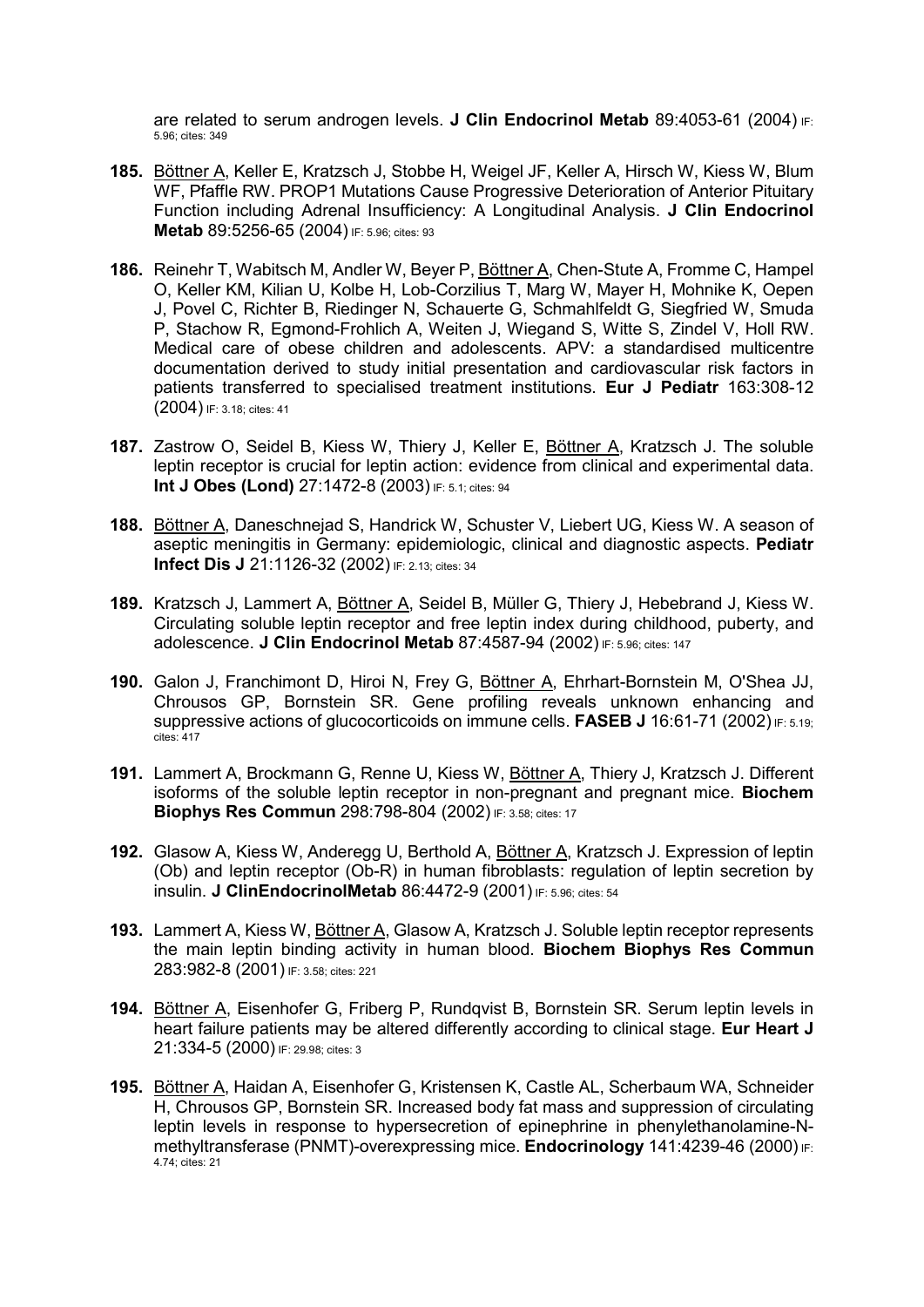are related to serum androgen levels. **J Clin Endocrinol Metab** 89:4053-61 (2004) IF: 5.96; cites: 349

**185.** <u>Böttner A</u>, Keller E, Kratzsch J, Stobbe H, Weigel JF, Keller A, Hirsch W, Kiess W, Blum WF, Pfaffle RW. PROP1 Mutations Cause Progressive Deterioration of Anterior Pituitary Function including Adrenal Insufficiency: A Longitudinal Analysis. **J Clin Endocrinol Metab** 89:5256-65 (2004) IF: 5.96; cites: 93

**186.** Reinehr T, Wabitsch M, Andler W, Beyer P, <u>Böttner A</u>, Chen-Stute A, Fromme C, Hampel O, Keller KM, Kilian U, Kolbe H, Lob-Corzilius T, Marg W, Mayer H, Mohnike K, Oepen J, Povel C, Richter B, Riedinger N, Schauerte G, Schmahlfeldt G, Siegfried W, Smuda P, Stachow R, Egmond-Frohlich A, Weiten J, Wiegand S, Witte S, Zindel V, Holl RW. Medical care of obese children and adolescents. APV: a standardised multicentre documentation derived to study initial presentation and cardiovascular risk factors in patients transferred to specialised treatment institutions. **Eur J Pediatr** 163:308-12 (2004) IF: 3.18; cites: 41

**187.** Zastrow O, Seidel B, Kiess W, Thiery J, Keller E, <u>Böttner A</u>, Kratzsch J. The soluble leptin receptor is crucial for leptin action: evidence from clinical and experimental data. **Int J Obes (Lond)** 27:1472-8 (2003) IF: 5.1; cites: 94

**188.** <u>Böttner A</u>, Daneschnejad S, Handrick W, Schuster V, Liebert UG, Kiess W. A season of aseptic meningitis in Germany: epidemiologic, clinical and diagnostic aspects. **Pediatr Infect Dis J** 21:1126-32 (2002) IF: 2.13; cites: 34

**189.** Kratzsch J, Lammert A, <u>Böttner A</u>, Seidel B, Müller G, Thiery J, Hebebrand J, Kiess W. Circulating soluble leptin receptor and free leptin index during childhood, puberty, and adolescence. **J Clin Endocrinol Metab** 87:4587-94 (2002) IF: 5.96; cites: 147

**190.** Galon J, Franchimont D, Hiroi N, Frey G, <u>Böttner A</u>, Ehrhart-Bornstein M, O'Shea JJ, Chrousos GP, Bornstein SR. Gene profiling reveals unknown enhancing and suppressive actions of glucocorticoids on immune cells. **FASEB J** 16:61-71 (2002) IF: 5.19; cites: 417

**191.** Lammert A, Brockmann G, Renne U, Kiess W, <u>Böttner A</u>, Thiery J, Kratzsch J. Different isoforms of the soluble leptin receptor in non-pregnant and pregnant mice. **Biochem Biophys Res Commun** 298:798-804 (2002) IF: 3.58; cites: 17

**192.** Glasow A, Kiess W, Anderegg U, Berthold A, <u>Böttner A</u>, Kratzsch J. Expression of leptin (Ob) and leptin receptor (Ob-R) in human fibroblasts: regulation of leptin secretion by insulin. **J ClinEndocrinolMetab** 86:4472-9 (2001) IF: 5.96; cites: 54

**193.** Lammert A, Kiess W, <u>Böttner A</u>, Glasow A, Kratzsch J. Soluble leptin receptor represents the main leptin binding activity in human blood. **Biochem Biophys Res Commun** 283:982-8 (2001) IF: 3.58; cites: 221

**194.** <u>Böttner A</u>, Eisenhofer G, Friberg P, Rundqvist B, Bornstein SR. Serum leptin levels in heart failure patients may be altered differently according to clinical stage. **Eur Heart J** 21:334-5 (2000) IF: 29.98; cites: 3

**195.** <u>Böttner A</u>, Haidan A, Eisenhofer G, Kristensen K, Castle AL, Scherbaum WA, Schneider H, Chrousos GP, Bornstein SR. Increased body fat mass and suppression of circulating leptin levels in response to hypersecretion of epinephrine in phenylethanolamine-N-methyltransferase (PNMT)-overexpressing mice. **Endocrinology** 141:4239-46 (2000) IF: 4.74; cites: 21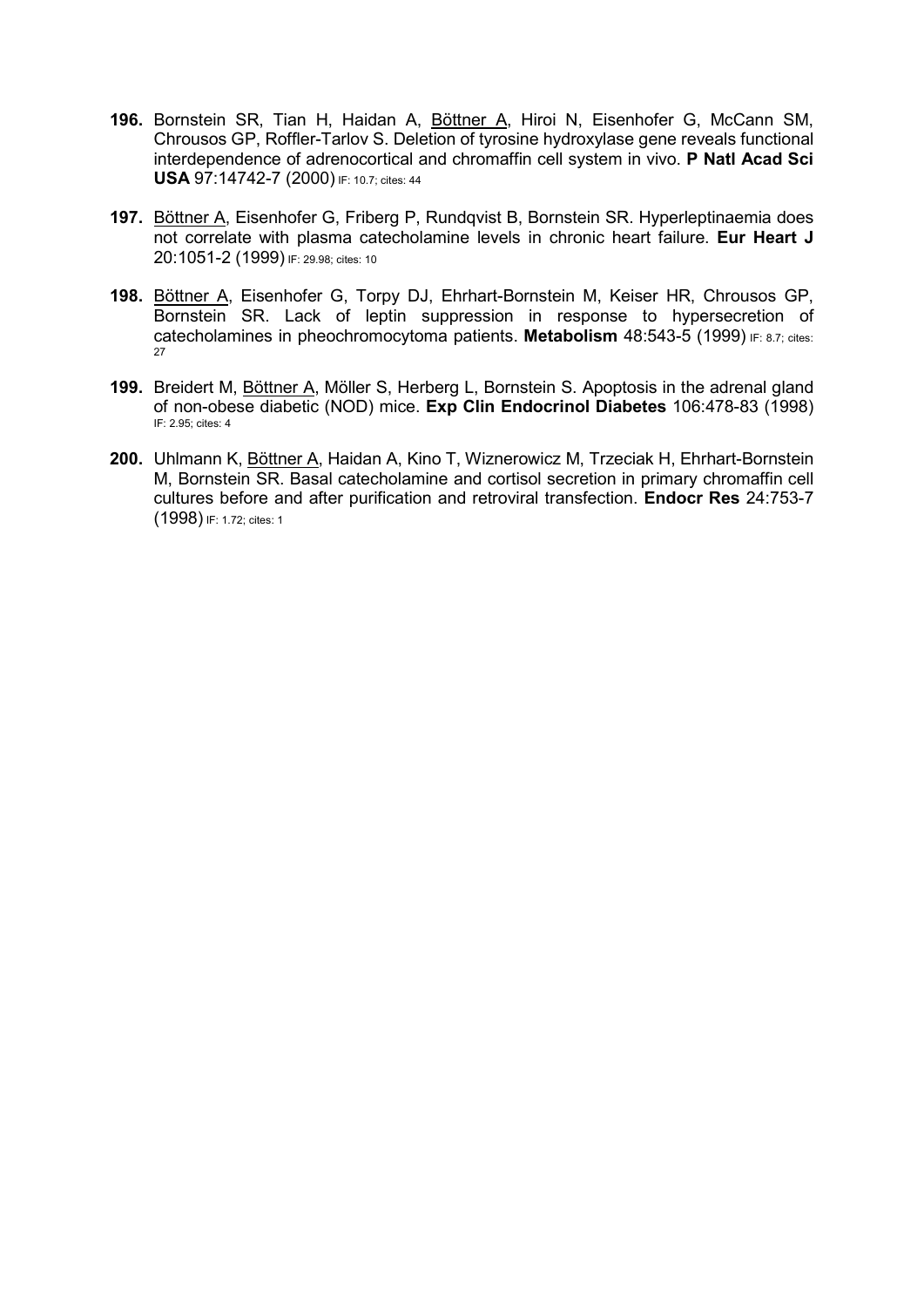**196.** Bornstein SR, Tian H, Haidan A, <u>Böttner A</u>, Hiroi N, Eisenhofer G, McCann SM, Chrousos GP, Roffler-Tarlov S. Deletion of tyrosine hydroxylase gene reveals functional interdependence of adrenocortical and chromaffin cell system in vivo. **P Natl Acad Sci USA** 97:14742-7 (2000) IF: 10.7; cites: 44

**197.** <u>Böttner A</u>, Eisenhofer G, Friberg P, Rundqvist B, Bornstein SR. Hyperleptinaemia does not correlate with plasma catecholamine levels in chronic heart failure. **Eur Heart J** 20:1051-2 (1999) IF: 29.98; cites: 10

**198.** <u>Böttner A</u>, Eisenhofer G, Torpy DJ, Ehrhart-Bornstein M, Keiser HR, Chrousos GP, Bornstein SR. Lack of leptin suppression in response to hypersecretion of catecholamines in pheochromocytoma patients. **Metabolism** 48:543-5 (1999) IF: 8.7; cites: 27

**199.** Breidert M, <u>Böttner A</u>, Möller S, Herberg L, Bornstein S. Apoptosis in the adrenal gland of non-obese diabetic (NOD) mice. **Exp Clin Endocrinol Diabetes** 106:478-83 (1998) IF: 2.95; cites: 4

**200.** Uhlmann K, <u>Böttner A</u>, Haidan A, Kino T, Wiznerowicz M, Trzeciak H, Ehrhart-Bornstein M, Bornstein SR. Basal catecholamine and cortisol secretion in primary chromaffin cell cultures before and after purification and retroviral transfection. **Endocr Res** 24:753-7 (1998) IF: 1.72; cites: 1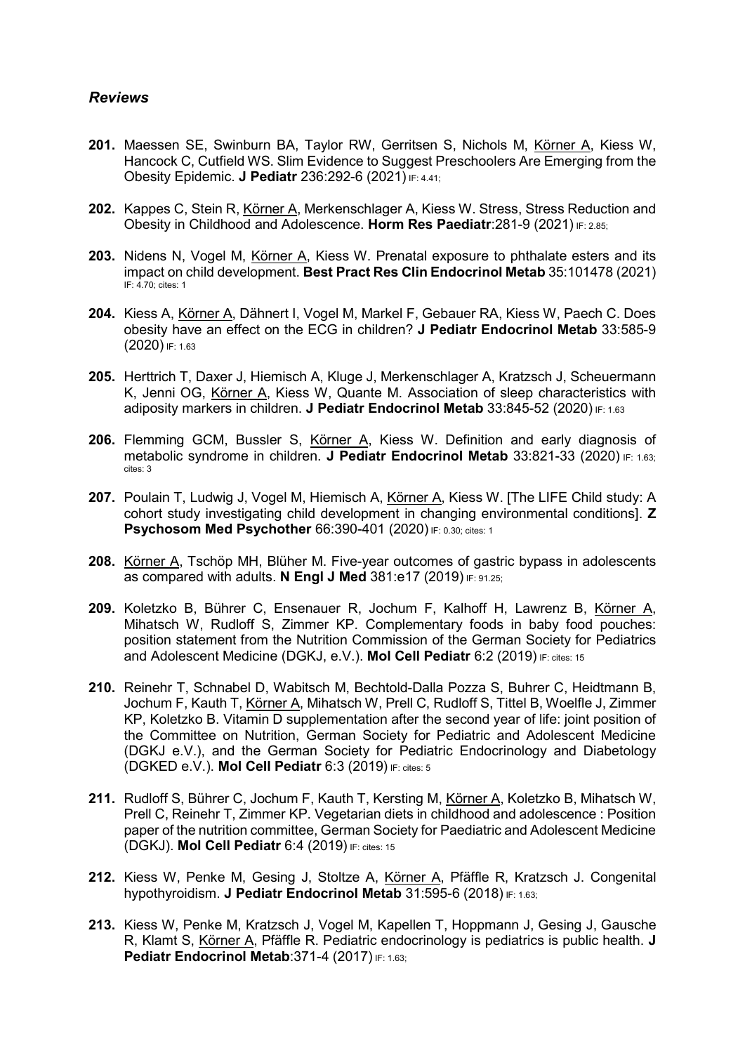### *Reviews*

**201.** Maessen SE, Swinburn BA, Taylor RW, Gerritsen S, Nichols M, Körner A, Kiess W, Hancock C, Cutfield WS. Slim Evidence to Suggest Preschoolers Are Emerging from the Obesity Epidemic. **J Pediatr** 236:292-6 (2021) IF: 4.41;

**202.** Kappes C, Stein R, Körner A, Merkenschlager A, Kiess W. Stress, Stress Reduction and Obesity in Childhood and Adolescence. **Horm Res Paediatr**:281-9 (2021) IF: 2.85;

**203.** Nidens N, Vogel M, Körner A, Kiess W. Prenatal exposure to phthalate esters and its impact on child development. **Best Pract Res Clin Endocrinol Metab** 35:101478 (2021) IF: 4.70; cites: 1

**204.** Kiess A, Körner A, Dähnert I, Vogel M, Markel F, Gebauer RA, Kiess W, Paech C. Does obesity have an effect on the ECG in children? **J Pediatr Endocrinol Metab** 33:585-9 (2020) IF: 1.63

**205.** Herttrich T, Daxer J, Hiemisch A, Kluge J, Merkenschlager A, Kratzsch J, Scheuermann K, Jenni OG, Körner A, Kiess W, Quante M. Association of sleep characteristics with adiposity markers in children. **J Pediatr Endocrinol Metab** 33:845-52 (2020) IF: 1.63

**206.** Flemming GCM, Bussler S, Körner A, Kiess W. Definition and early diagnosis of metabolic syndrome in children. **J Pediatr Endocrinol Metab** 33:821-33 (2020) IF: 1.63; cites: 3

**207.** Poulain T, Ludwig J, Vogel M, Hiemisch A, Körner A, Kiess W. [The LIFE Child study: A cohort study investigating child development in changing environmental conditions]. **Z Psychosom Med Psychother** 66:390-401 (2020) IF: 0.30; cites: 1

**208.** Körner A, Tschöp MH, Blüher M. Five-year outcomes of gastric bypass in adolescents as compared with adults. **N Engl J Med** 381:e17 (2019) IF: 91.25;

**209.** Koletzko B, Bührer C, Ensenauer R, Jochum F, Kalhoff H, Lawrenz B, Körner A, Mihatsch W, Rudloff S, Zimmer KP. Complementary foods in baby food pouches: position statement from the Nutrition Commission of the German Society for Pediatrics and Adolescent Medicine (DGKJ, e.V.). **Mol Cell Pediatr** 6:2 (2019) IF: cites: 15

**210.** Reinehr T, Schnabel D, Wabitsch M, Bechtold-Dalla Pozza S, Buhrer C, Heidtmann B, Jochum F, Kauth T, Körner A, Mihatsch W, Prell C, Rudloff S, Tittel B, Woelfle J, Zimmer KP, Koletzko B. Vitamin D supplementation after the second year of life: joint position of the Committee on Nutrition, German Society for Pediatric and Adolescent Medicine (DGKJ e.V.), and the German Society for Pediatric Endocrinology and Diabetology (DGKED e.V.). **Mol Cell Pediatr** 6:3 (2019) IF: cites: 5

**211.** Rudloff S, Bührer C, Jochum F, Kauth T, Kersting M, Körner A, Koletzko B, Mihatsch W, Prell C, Reinehr T, Zimmer KP. Vegetarian diets in childhood and adolescence : Position paper of the nutrition committee, German Society for Paediatric and Adolescent Medicine (DGKJ). **Mol Cell Pediatr** 6:4 (2019) IF: cites: 15

**212.** Kiess W, Penke M, Gesing J, Stoltze A, Körner A, Pfäffle R, Kratzsch J. Congenital hypothyroidism. **J Pediatr Endocrinol Metab** 31:595-6 (2018) IF: 1.63;

**213.** Kiess W, Penke M, Kratzsch J, Vogel M, Kapellen T, Hoppmann J, Gesing J, Gausche R, Klamt S, Körner A, Pfäffle R. Pediatric endocrinology is pediatrics is public health. **J Pediatr Endocrinol Metab**:371-4 (2017) IF: 1.63;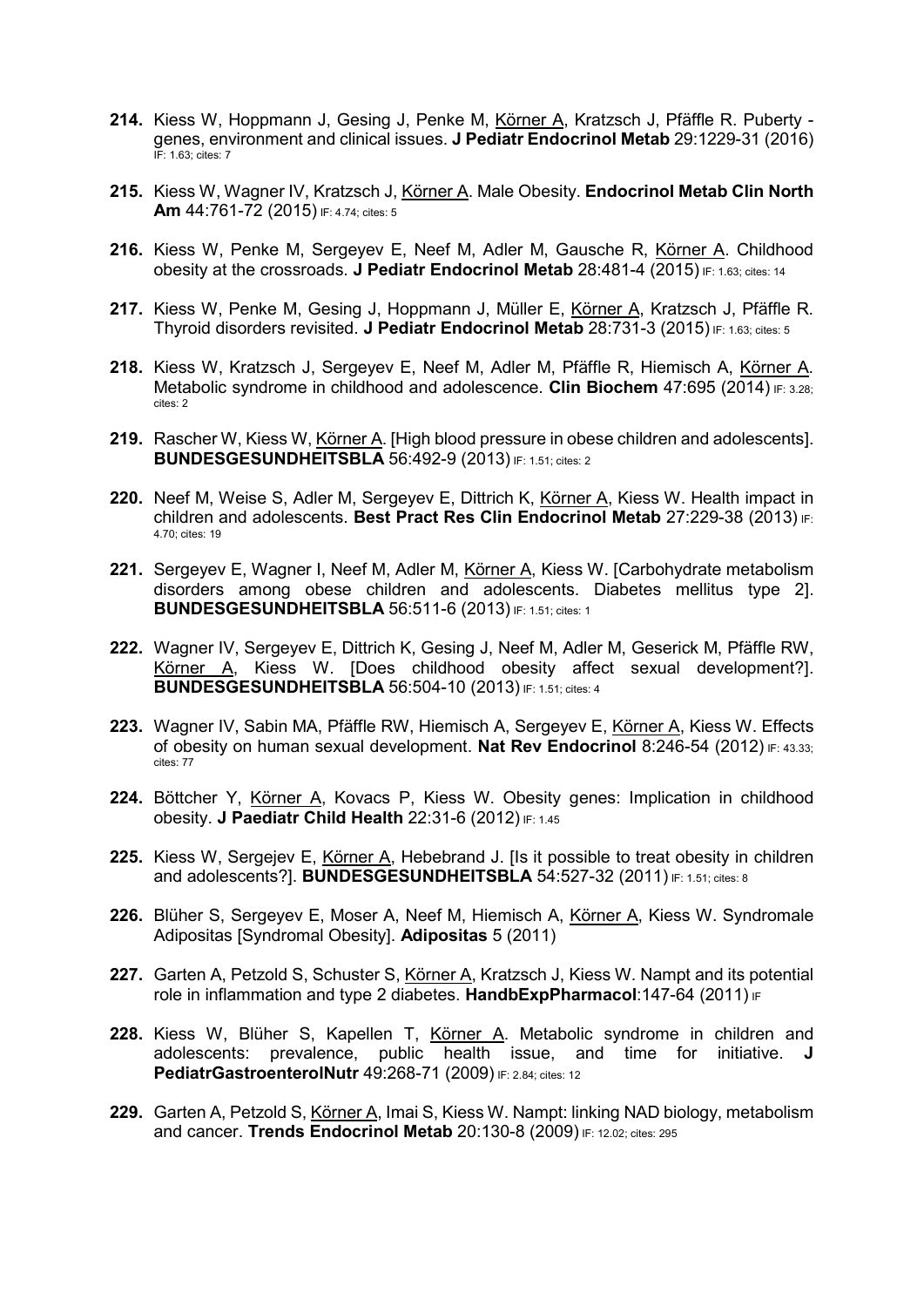**214.** Kiess W, Hoppmann J, Gesing J, Penke M, Körner A, Kratzsch J, Pfäffle R. Puberty - genes, environment and clinical issues. **J Pediatr Endocrinol Metab** 29:1229-31 (2016) IF: 1.63; cites: 7

**215.** Kiess W, Wagner IV, Kratzsch J, Körner A. Male Obesity. **Endocrinol Metab Clin North Am** 44:761-72 (2015) IF: 4.74; cites: 5

**216.** Kiess W, Penke M, Sergeyev E, Neef M, Adler M, Gausche R, Körner A. Childhood obesity at the crossroads. **J Pediatr Endocrinol Metab** 28:481-4 (2015) IF: 1.63; cites: 14

**217.** Kiess W, Penke M, Gesing J, Hoppmann J, Müller E, Körner A, Kratzsch J, Pfäffle R. Thyroid disorders revisited. **J Pediatr Endocrinol Metab** 28:731-3 (2015) IF: 1.63; cites: 5

**218.** Kiess W, Kratzsch J, Sergeyev E, Neef M, Adler M, Pfäffle R, Hiemisch A, Körner A. Metabolic syndrome in childhood and adolescence. **Clin Biochem** 47:695 (2014) IF: 3.28; cites: 2

**219.** Rascher W, Kiess W, Körner A. [High blood pressure in obese children and adolescents]. **BUNDESGESUNDHEITSBLA** 56:492-9 (2013) IF: 1.51; cites: 2

**220.** Neef M, Weise S, Adler M, Sergeyev E, Dittrich K, Körner A, Kiess W. Health impact in children and adolescents. **Best Pract Res Clin Endocrinol Metab** 27:229-38 (2013) IF: 4.70; cites: 19

**221.** Sergeyev E, Wagner I, Neef M, Adler M, Körner A, Kiess W. [Carbohydrate metabolism disorders among obese children and adolescents. Diabetes mellitus type 2]. **BUNDESGESUNDHEITSBLA** 56:511-6 (2013) IF: 1.51; cites: 1

**222.** Wagner IV, Sergeyev E, Dittrich K, Gesing J, Neef M, Adler M, Geserick M, Pfäffle RW, Körner A, Kiess W. [Does childhood obesity affect sexual development?]. **BUNDESGESUNDHEITSBLA** 56:504-10 (2013) IF: 1.51; cites: 4

**223.** Wagner IV, Sabin MA, Pfäffle RW, Hiemisch A, Sergeyev E, Körner A, Kiess W. Effects of obesity on human sexual development. **Nat Rev Endocrinol** 8:246-54 (2012) IF: 43.33; cites: 77

**224.** Böttcher Y, Körner A, Kovacs P, Kiess W. Obesity genes: Implication in childhood obesity. **J Paediatr Child Health** 22:31-6 (2012) IF: 1.45

**225.** Kiess W, Sergejev E, Körner A, Hebebrand J. [Is it possible to treat obesity in children and adolescents?]. **BUNDESGESUNDHEITSBLA** 54:527-32 (2011) IF: 1.51; cites: 8

**226.** Blüher S, Sergeyev E, Moser A, Neef M, Hiemisch A, Körner A, Kiess W. Syndromale Adipositas [Syndromal Obesity]. **Adipositas** 5 (2011)

**227.** Garten A, Petzold S, Schuster S, Körner A, Kratzsch J, Kiess W. Nampt and its potential role in inflammation and type 2 diabetes. **HandbExpPharmacol**:147-64 (2011) IF

**228.** Kiess W, Blüher S, Kapellen T, Körner A. Metabolic syndrome in children and adolescents: prevalence, public health issue, and time for initiative. **J PediatrGastroenterolNutr** 49:268-71 (2009) IF: 2.84; cites: 12

**229.** Garten A, Petzold S, Körner A, Imai S, Kiess W. Nampt: linking NAD biology, metabolism and cancer. **Trends Endocrinol Metab** 20:130-8 (2009) IF: 12.02; cites: 295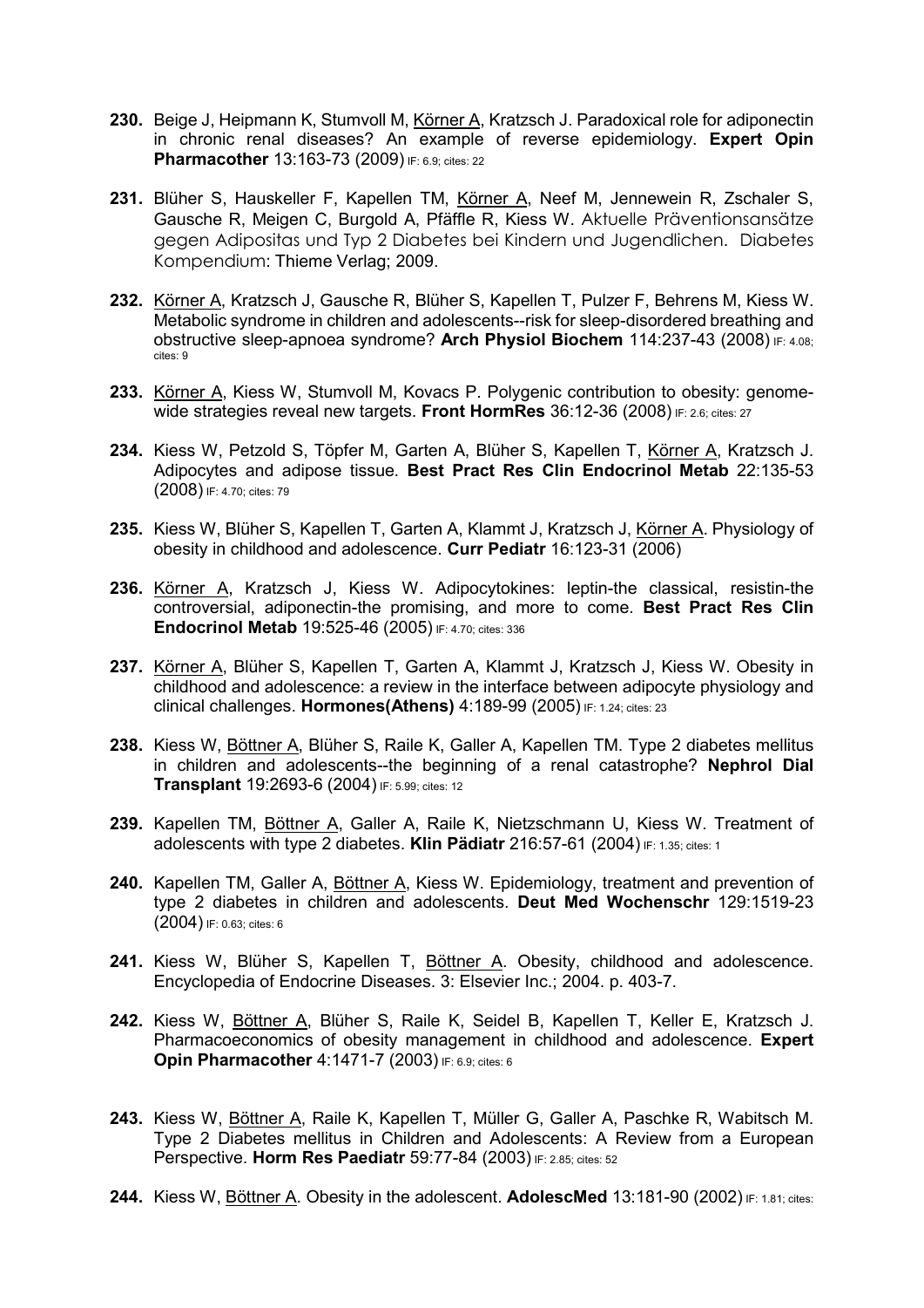**230.** Beige J, Heipmann K, Stumvoll M, Körner A, Kratzsch J. Paradoxical role for adiponectin in chronic renal diseases? An example of reverse epidemiology. **Expert Opin Pharmacother** 13:163-73 (2009) IF: 6.9; cites: 22

**231.** Blüher S, Hauskeller F, Kapellen TM, Körner A, Neef M, Jennewein R, Zschaler S, Gausche R, Meigen C, Burgold A, Pfäffle R, Kiess W. Aktuelle Präventionsansätze gegen Adipositas und Typ 2 Diabetes bei Kindern und Jugendlichen. Diabetes Kompendium: Thieme Verlag; 2009.

**232.** Körner A, Kratzsch J, Gausche R, Blüher S, Kapellen T, Pulzer F, Behrens M, Kiess W. Metabolic syndrome in children and adolescents--risk for sleep-disordered breathing and obstructive sleep-apnoea syndrome? **Arch Physiol Biochem** 114:237-43 (2008) IF: 4.08; cites: 9

**233.** Körner A, Kiess W, Stumvoll M, Kovacs P. Polygenic contribution to obesity: genome-wide strategies reveal new targets. **Front HormRes** 36:12-36 (2008) IF: 2.6; cites: 27

**234.** Kiess W, Petzold S, Töpfer M, Garten A, Blüher S, Kapellen T, Körner A, Kratzsch J. Adipocytes and adipose tissue. **Best Pract Res Clin Endocrinol Metab** 22:135-53 (2008) IF: 4.70; cites: 79

**235.** Kiess W, Blüher S, Kapellen T, Garten A, Klammt J, Kratzsch J, Körner A. Physiology of obesity in childhood and adolescence. **Curr Pediatr** 16:123-31 (2006)

**236.** Körner A, Kratzsch J, Kiess W. Adipocytokines: leptin-the classical, resistin-the controversial, adiponectin-the promising, and more to come. **Best Pract Res Clin Endocrinol Metab** 19:525-46 (2005) IF: 4.70; cites: 336

**237.** Körner A, Blüher S, Kapellen T, Garten A, Klammt J, Kratzsch J, Kiess W. Obesity in childhood and adolescence: a review in the interface between adipocyte physiology and clinical challenges. **Hormones(Athens)** 4:189-99 (2005) IF: 1.24; cites: 23

**238.** Kiess W, Böttner A, Blüher S, Raile K, Galler A, Kapellen TM. Type 2 diabetes mellitus in children and adolescents--the beginning of a renal catastrophe? **Nephrol Dial Transplant** 19:2693-6 (2004) IF: 5.99; cites: 12

**239.** Kapellen TM, Böttner A, Galler A, Raile K, Nietzschmann U, Kiess W. Treatment of adolescents with type 2 diabetes. **Klin Pädiatr** 216:57-61 (2004) IF: 1.35; cites: 1

**240.** Kapellen TM, Galler A, Böttner A, Kiess W. Epidemiology, treatment and prevention of type 2 diabetes in children and adolescents. **Deut Med Wochenschr** 129:1519-23 (2004) IF: 0.63; cites: 6

**241.** Kiess W, Blüher S, Kapellen T, Böttner A. Obesity, childhood and adolescence. Encyclopedia of Endocrine Diseases. 3: Elsevier Inc.; 2004. p. 403-7.

**242.** Kiess W, Böttner A, Blüher S, Raile K, Seidel B, Kapellen T, Keller E, Kratzsch J. Pharmacoeconomics of obesity management in childhood and adolescence. **Expert Opin Pharmacother** 4:1471-7 (2003) IF: 6.9; cites: 6

**243.** Kiess W, Böttner A, Raile K, Kapellen T, Müller G, Galler A, Paschke R, Wabitsch M. Type 2 Diabetes mellitus in Children and Adolescents: A Review from a European Perspective. **Horm Res Paediatr** 59:77-84 (2003) IF: 2.85; cites: 52

**244.** Kiess W, Böttner A. Obesity in the adolescent. **AdolescMed** 13:181-90 (2002) IF: 1.81; cites: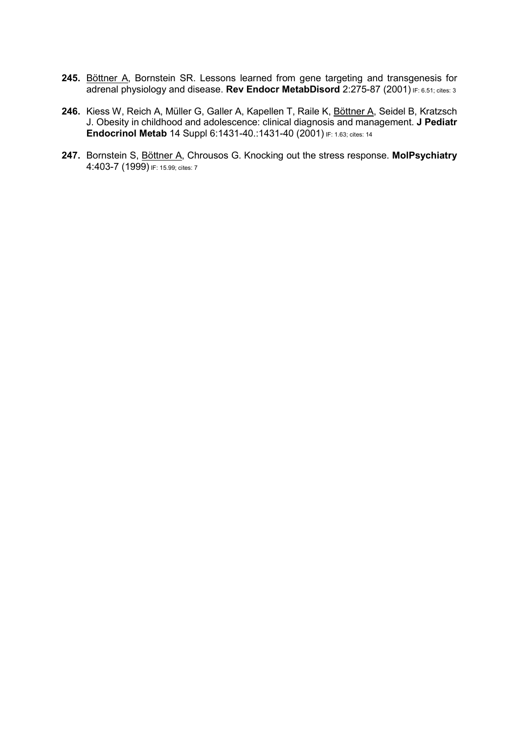**245.** <u>Böttner A</u>, Bornstein SR. Lessons learned from gene targeting and transgenesis for adrenal physiology and disease. **Rev Endocr MetabDisord** 2:275-87 (2001) IF: 6.51; cites: 3

**246.** Kiess W, Reich A, Müller G, Galler A, Kapellen T, Raile K, <u>Böttner A</u>, Seidel B, Kratzsch J. Obesity in childhood and adolescence: clinical diagnosis and management. **J Pediatr Endocrinol Metab** 14 Suppl 6:1431-40.:1431-40 (2001) IF: 1.63; cites: 14

**247.** Bornstein S, <u>Böttner A</u>, Chrousos G. Knocking out the stress response. **MolPsychiatry** 4:403-7 (1999) IF: 15.99; cites: 7